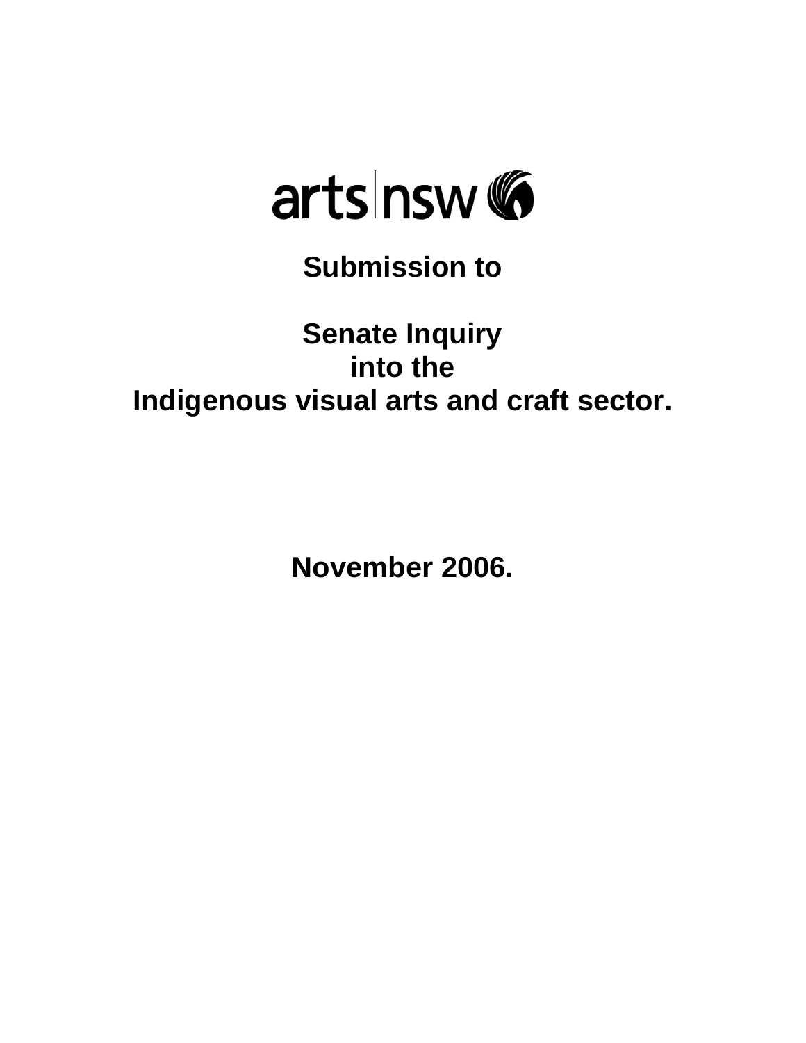arts|nsw

# Submission to

# Senate Inquiry into the Indigenous visual arts and craft sector.

**November 2006.**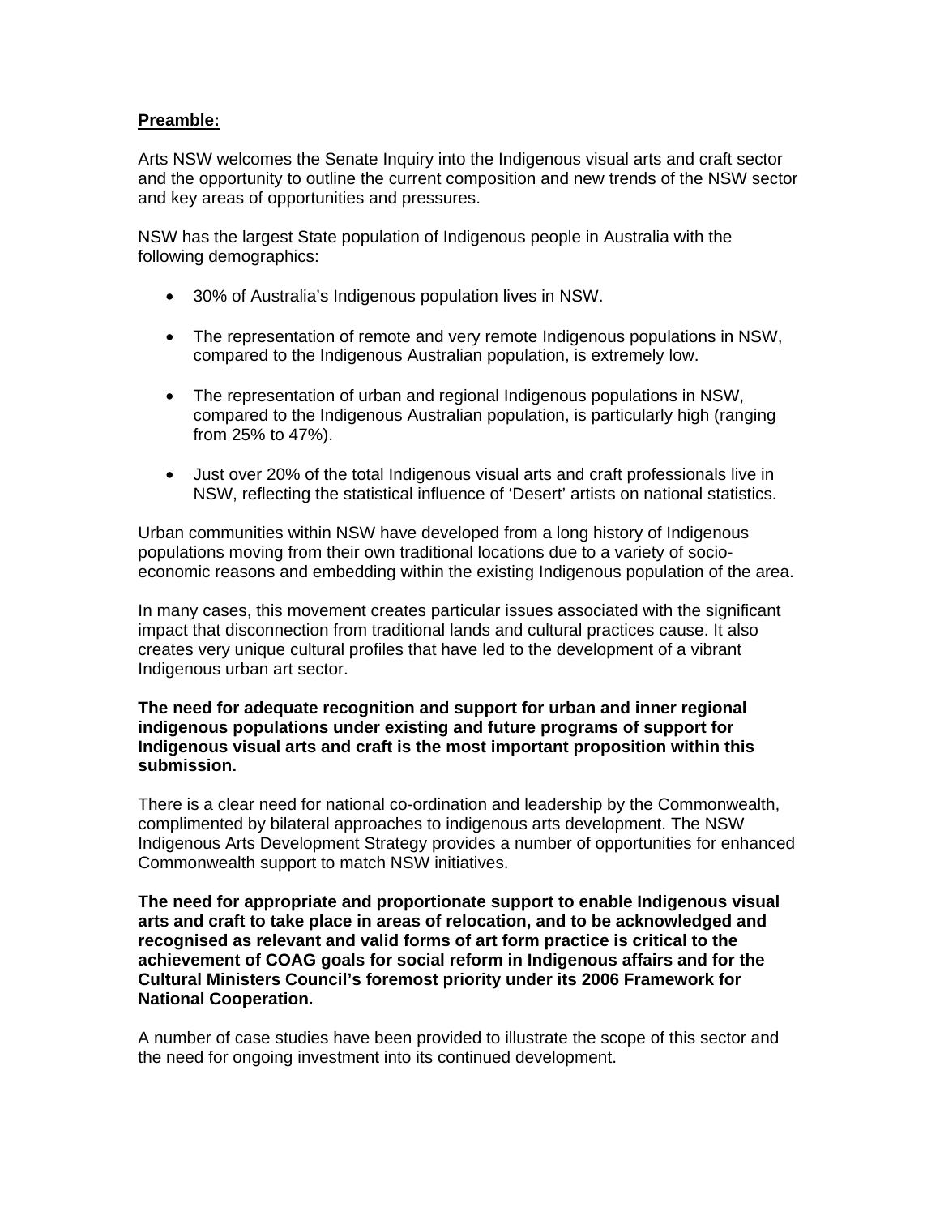**Preamble:**

Arts NSW welcomes the Senate Inquiry into the Indigenous visual arts and craft sector and the opportunity to outline the current composition and new trends of the NSW sector and key areas of opportunities and pressures.

NSW has the largest State population of Indigenous people in Australia with the following demographics:

- 30% of Australia's Indigenous population lives in NSW.
- The representation of remote and very remote Indigenous populations in NSW, compared to the Indigenous Australian population, is extremely low.
- The representation of urban and regional Indigenous populations in NSW, compared to the Indigenous Australian population, is particularly high (ranging from 25% to 47%).
- Just over 20% of the total Indigenous visual arts and craft professionals live in NSW, reflecting the statistical influence of 'Desert' artists on national statistics.

Urban communities within NSW have developed from a long history of Indigenous populations moving from their own traditional locations due to a variety of socio-economic reasons and embedding within the existing Indigenous population of the area.

In many cases, this movement creates particular issues associated with the significant impact that disconnection from traditional lands and cultural practices cause. It also creates very unique cultural profiles that have led to the development of a vibrant Indigenous urban art sector.

**The need for adequate recognition and support for urban and inner regional indigenous populations under existing and future programs of support for Indigenous visual arts and craft is the most important proposition within this submission.**

There is a clear need for national co-ordination and leadership by the Commonwealth, complimented by bilateral approaches to indigenous arts development. The NSW Indigenous Arts Development Strategy provides a number of opportunities for enhanced Commonwealth support to match NSW initiatives.

**The need for appropriate and proportionate support to enable Indigenous visual arts and craft to take place in areas of relocation, and to be acknowledged and recognised as relevant and valid forms of art form practice is critical to the achievement of COAG goals for social reform in Indigenous affairs and for the Cultural Ministers Council's foremost priority under its 2006 Framework for National Cooperation.**

A number of case studies have been provided to illustrate the scope of this sector and the need for ongoing investment into its continued development.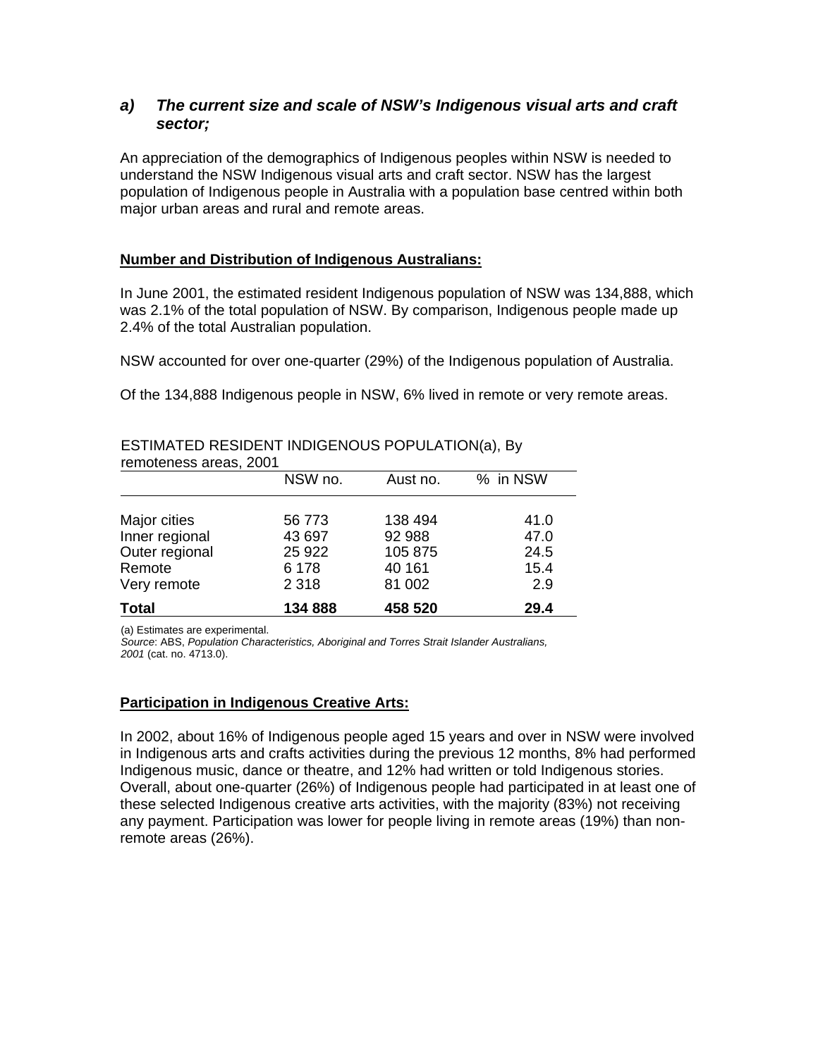### *a) The current size and scale of NSW's Indigenous visual arts and craft sector;*

An appreciation of the demographics of Indigenous peoples within NSW is needed to understand the NSW Indigenous visual arts and craft sector. NSW has the largest population of Indigenous people in Australia with a population base centred within both major urban areas and rural and remote areas.

**Number and Distribution of Indigenous Australians:**

In June 2001, the estimated resident Indigenous population of NSW was 134,888, which was 2.1% of the total population of NSW. By comparison, Indigenous people made up 2.4% of the total Australian population.

NSW accounted for over one-quarter (29%) of the Indigenous population of Australia.

Of the 134,888 Indigenous people in NSW, 6% lived in remote or very remote areas.

ESTIMATED RESIDENT INDIGENOUS POPULATION(a), By remoteness areas, 2001

| | NSW no. | Aust no. | % in NSW |
|---|---|---|---|
| Major cities | 56 773 | 138 494 | 41.0 |
| Inner regional | 43 697 | 92 988 | 47.0 |
| Outer regional | 25 922 | 105 875 | 24.5 |
| Remote | 6 178 | 40 161 | 15.4 |
| Very remote | 2 318 | 81 002 | 2.9 |
| **Total** | **134 888** | **458 520** | **29.4** |

(a) Estimates are experimental.
*Source*: ABS, *Population Characteristics, Aboriginal and Torres Strait Islander Australians, 2001* (cat. no. 4713.0).

**Participation in Indigenous Creative Arts:**

In 2002, about 16% of Indigenous people aged 15 years and over in NSW were involved in Indigenous arts and crafts activities during the previous 12 months, 8% had performed Indigenous music, dance or theatre, and 12% had written or told Indigenous stories. Overall, about one-quarter (26%) of Indigenous people had participated in at least one of these selected Indigenous creative arts activities, with the majority (83%) not receiving any payment. Participation was lower for people living in remote areas (19%) than non-remote areas (26%).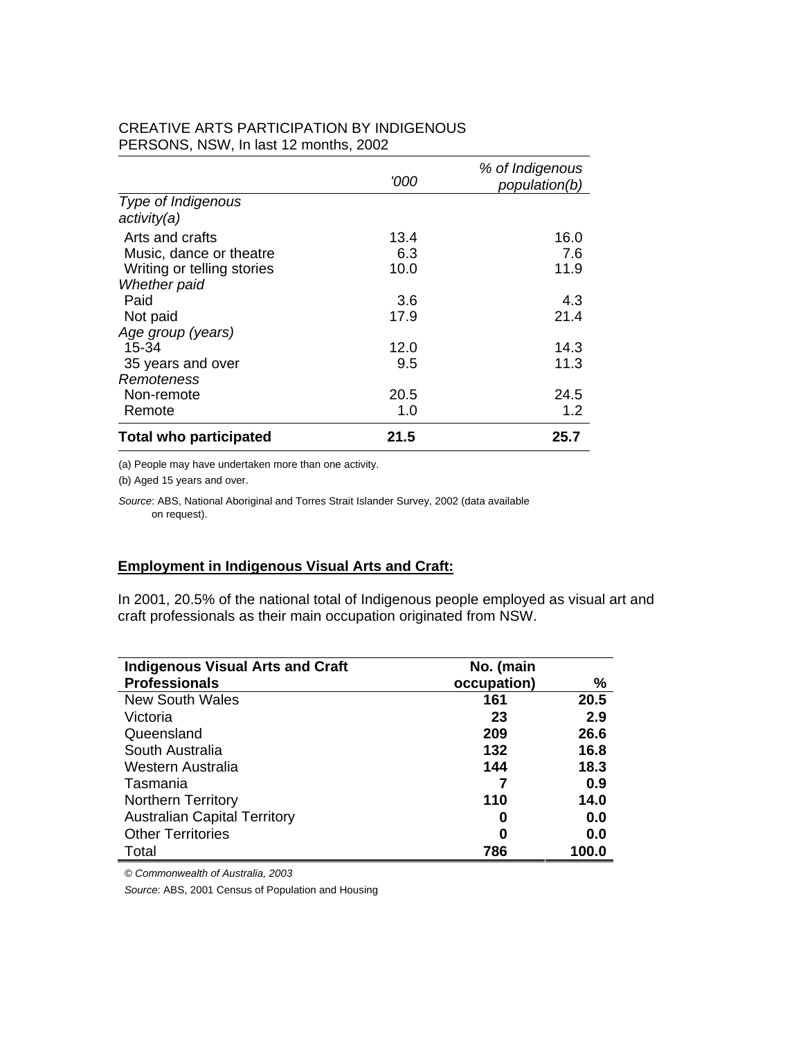CREATIVE ARTS PARTICIPATION BY INDIGENOUS PERSONS, NSW, In last 12 months, 2002

| | *'000* | *% of Indigenous population(b)* |
|---|---|---|
| *Type of Indigenous activity(a)* | | |
| Arts and crafts | 13.4 | 16.0 |
| Music, dance or theatre | 6.3 | 7.6 |
| Writing or telling stories | 10.0 | 11.9 |
| *Whether paid* | | |
| Paid | 3.6 | 4.3 |
| Not paid | 17.9 | 21.4 |
| *Age group (years)* | | |
| 15-34 | 12.0 | 14.3 |
| 35 years and over | 9.5 | 11.3 |
| *Remoteness* | | |
| Non-remote | 20.5 | 24.5 |
| Remote | 1.0 | 1.2 |
| **Total who participated** | **21.5** | **25.7** |

(a) People may have undertaken more than one activity.

(b) Aged 15 years and over.

*Source*: ABS, National Aboriginal and Torres Strait Islander Survey, 2002 (data available on request).

**Employment in Indigenous Visual Arts and Craft:**

In 2001, 20.5% of the national total of Indigenous people employed as visual art and craft professionals as their main occupation originated from NSW.

| **Indigenous Visual Arts and Craft Professionals** | **No. (main occupation)** | **%** |
|---|---|---|
| New South Wales | **161** | **20.5** |
| Victoria | **23** | **2.9** |
| Queensland | **209** | **26.6** |
| South Australia | **132** | **16.8** |
| Western Australia | **144** | **18.3** |
| Tasmania | **7** | **0.9** |
| Northern Territory | **110** | **14.0** |
| Australian Capital Territory | **0** | **0.0** |
| Other Territories | **0** | **0.0** |
| Total | **786** | **100.0** |

*© Commonwealth of Australia, 2003*

*Source*: ABS, 2001 Census of Population and Housing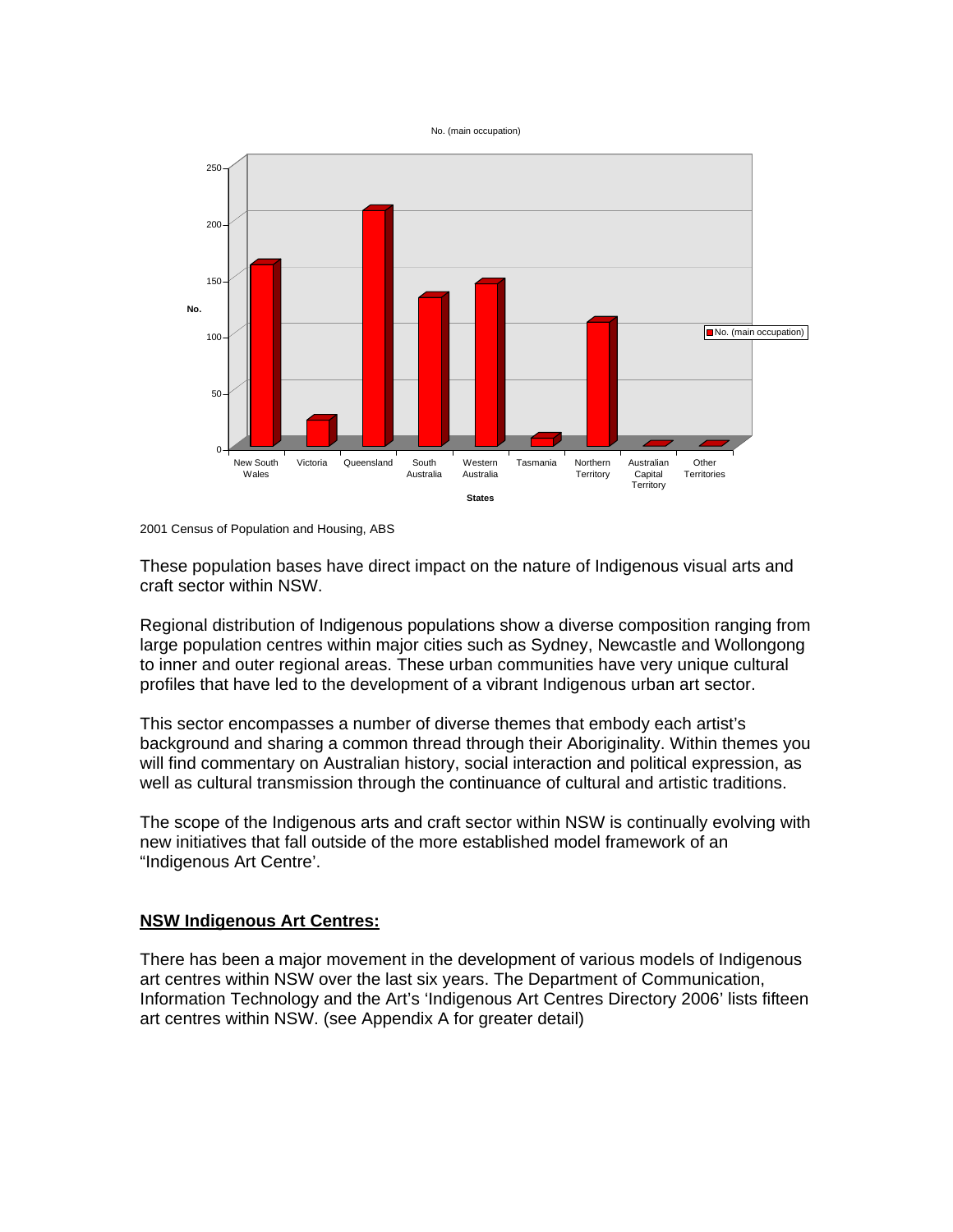2001 Census of Population and Housing, ABS

These population bases have direct impact on the nature of Indigenous visual arts and craft sector within NSW.

Regional distribution of Indigenous populations show a diverse composition ranging from large population centres within major cities such as Sydney, Newcastle and Wollongong to inner and outer regional areas. These urban communities have very unique cultural profiles that have led to the development of a vibrant Indigenous urban art sector.

This sector encompasses a number of diverse themes that embody each artist's background and sharing a common thread through their Aboriginality. Within themes you will find commentary on Australian history, social interaction and political expression, as well as cultural transmission through the continuance of cultural and artistic traditions.

The scope of the Indigenous arts and craft sector within NSW is continually evolving with new initiatives that fall outside of the more established model framework of an "Indigenous Art Centre'.

## NSW Indigenous Art Centres:

There has been a major movement in the development of various models of Indigenous art centres within NSW over the last six years. The Department of Communication, Information Technology and the Art's 'Indigenous Art Centres Directory 2006' lists fifteen art centres within NSW. (see Appendix A for greater detail)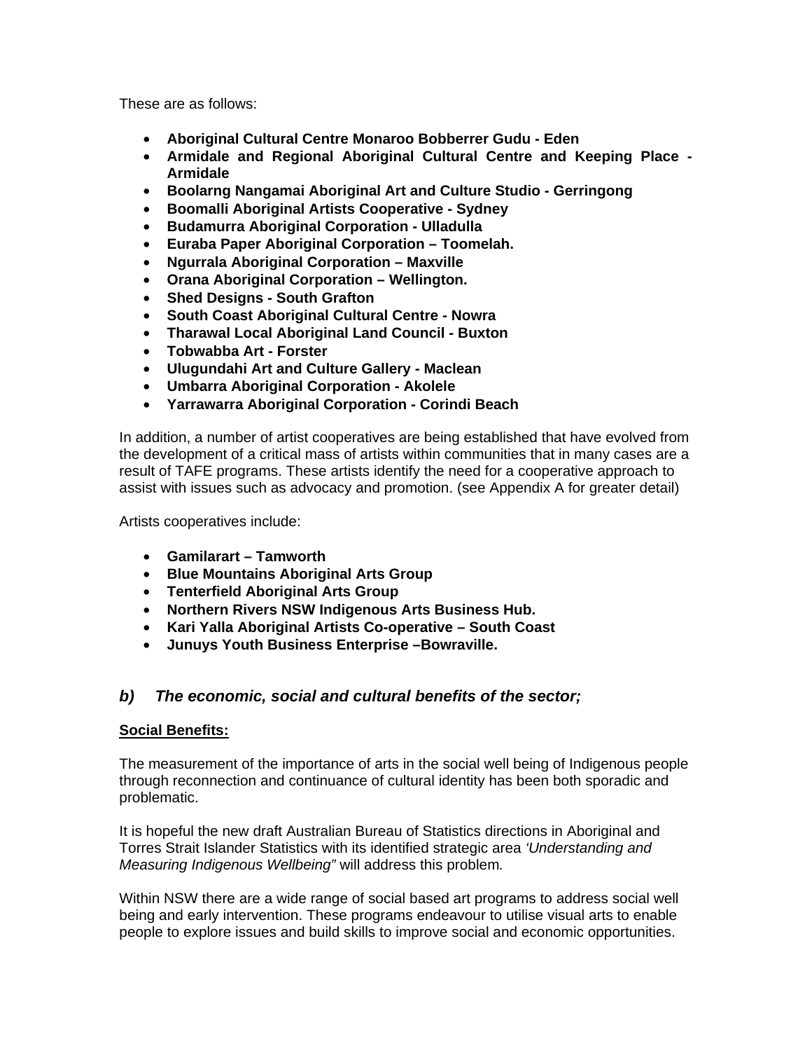These are as follows:

- **Aboriginal Cultural Centre Monaroo Bobberrer Gudu - Eden**
- **Armidale and Regional Aboriginal Cultural Centre and Keeping Place - Armidale**
- **Boolarng Nangamai Aboriginal Art and Culture Studio - Gerringong**
- **Boomalli Aboriginal Artists Cooperative - Sydney**
- **Budamurra Aboriginal Corporation - Ulladulla**
- **Euraba Paper Aboriginal Corporation – Toomelah.**
- **Ngurrala Aboriginal Corporation – Maxville**
- **Orana Aboriginal Corporation – Wellington.**
- **Shed Designs - South Grafton**
- **South Coast Aboriginal Cultural Centre - Nowra**
- **Tharawal Local Aboriginal Land Council - Buxton**
- **Tobwabba Art - Forster**
- **Ulugundahi Art and Culture Gallery - Maclean**
- **Umbarra Aboriginal Corporation - Akolele**
- **Yarrawarra Aboriginal Corporation - Corindi Beach**

In addition, a number of artist cooperatives are being established that have evolved from the development of a critical mass of artists within communities that in many cases are a result of TAFE programs. These artists identify the need for a cooperative approach to assist with issues such as advocacy and promotion. (see Appendix A for greater detail)

Artists cooperatives include:

- **Gamilarart – Tamworth**
- **Blue Mountains Aboriginal Arts Group**
- **Tenterfield Aboriginal Arts Group**
- **Northern Rivers NSW Indigenous Arts Business Hub.**
- **Kari Yalla Aboriginal Artists Co-operative – South Coast**
- **Junuys Youth Business Enterprise –Bowraville.**

### *b) The economic, social and cultural benefits of the sector;*

**Social Benefits:**

The measurement of the importance of arts in the social well being of Indigenous people through reconnection and continuance of cultural identity has been both sporadic and problematic.

It is hopeful the new draft Australian Bureau of Statistics directions in Aboriginal and Torres Strait Islander Statistics with its identified strategic area *'Understanding and Measuring Indigenous Wellbeing"* will address this problem*.*

Within NSW there are a wide range of social based art programs to address social well being and early intervention. These programs endeavour to utilise visual arts to enable people to explore issues and build skills to improve social and economic opportunities.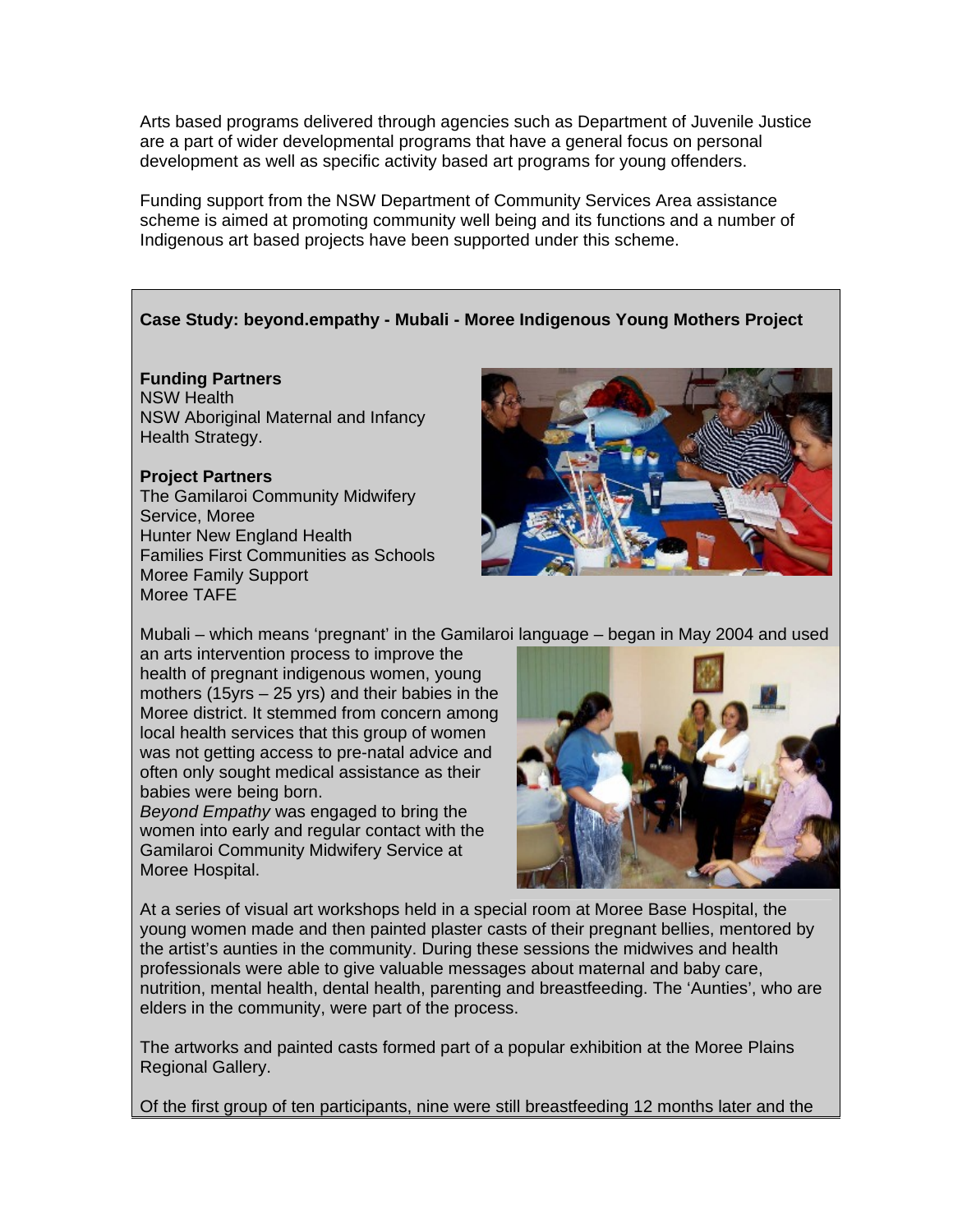Arts based programs delivered through agencies such as Department of Juvenile Justice are a part of wider developmental programs that have a general focus on personal development as well as specific activity based art programs for young offenders.

Funding support from the NSW Department of Community Services Area assistance scheme is aimed at promoting community well being and its functions and a number of Indigenous art based projects have been supported under this scheme.

**Case Study: beyond.empathy - Mubali - Moree Indigenous Young Mothers Project**

**Funding Partners**
NSW Health
NSW Aboriginal Maternal and Infancy Health Strategy.

**Project Partners**
The Gamilaroi Community Midwifery Service, Moree
Hunter New England Health
Families First Communities as Schools
Moree Family Support
Moree TAFE

Mubali – which means 'pregnant' in the Gamilaroi language – began in May 2004 and used an arts intervention process to improve the health of pregnant indigenous women, young mothers (15yrs – 25 yrs) and their babies in the Moree district. It stemmed from concern among local health services that this group of women was not getting access to pre-natal advice and often only sought medical assistance as their babies were being born.
*Beyond Empathy* was engaged to bring the women into early and regular contact with the Gamilaroi Community Midwifery Service at Moree Hospital.

At a series of visual art workshops held in a special room at Moree Base Hospital, the young women made and then painted plaster casts of their pregnant bellies, mentored by the artist's aunties in the community. During these sessions the midwives and health professionals were able to give valuable messages about maternal and baby care, nutrition, mental health, dental health, parenting and breastfeeding. The 'Aunties', who are elders in the community, were part of the process.

The artworks and painted casts formed part of a popular exhibition at the Moree Plains Regional Gallery.

Of the first group of ten participants, nine were still breastfeeding 12 months later and the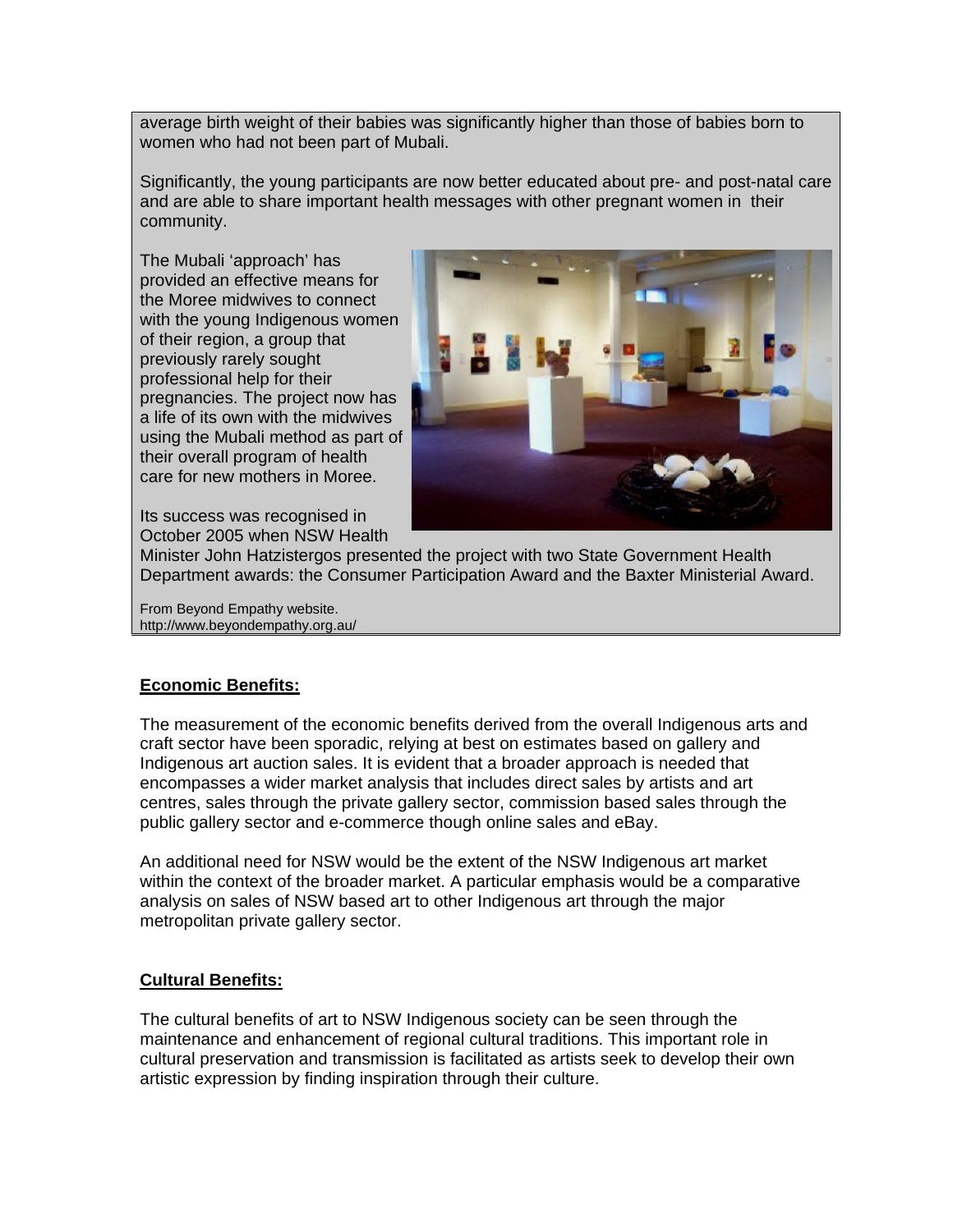average birth weight of their babies was significantly higher than those of babies born to women who had not been part of Mubali.

Significantly, the young participants are now better educated about pre- and post-natal care and are able to share important health messages with other pregnant women in their community.

The Mubali 'approach' has provided an effective means for the Moree midwives to connect with the young Indigenous women of their region, a group that previously rarely sought professional help for their pregnancies. The project now has a life of its own with the midwives using the Mubali method as part of their overall program of health care for new mothers in Moree.

Its success was recognised in October 2005 when NSW Health Minister John Hatzistergos presented the project with two State Government Health Department awards: the Consumer Participation Award and the Baxter Ministerial Award.

From Beyond Empathy website.
http://www.beyondempathy.org.au/

**Economic Benefits:**

The measurement of the economic benefits derived from the overall Indigenous arts and craft sector have been sporadic, relying at best on estimates based on gallery and Indigenous art auction sales. It is evident that a broader approach is needed that encompasses a wider market analysis that includes direct sales by artists and art centres, sales through the private gallery sector, commission based sales through the public gallery sector and e-commerce though online sales and eBay.

An additional need for NSW would be the extent of the NSW Indigenous art market within the context of the broader market. A particular emphasis would be a comparative analysis on sales of NSW based art to other Indigenous art through the major metropolitan private gallery sector.

**Cultural Benefits:**

The cultural benefits of art to NSW Indigenous society can be seen through the maintenance and enhancement of regional cultural traditions. This important role in cultural preservation and transmission is facilitated as artists seek to develop their own artistic expression by finding inspiration through their culture.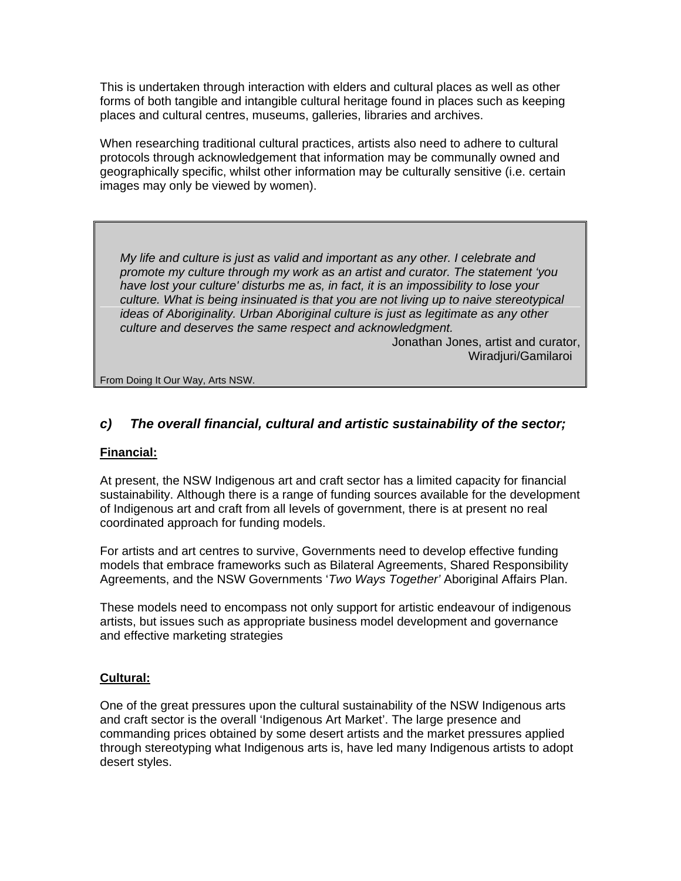This is undertaken through interaction with elders and cultural places as well as other forms of both tangible and intangible cultural heritage found in places such as keeping places and cultural centres, museums, galleries, libraries and archives.

When researching traditional cultural practices, artists also need to adhere to cultural protocols through acknowledgement that information may be communally owned and geographically specific, whilst other information may be culturally sensitive (i.e. certain images may only be viewed by women).

> *My life and culture is just as valid and important as any other. I celebrate and promote my culture through my work as an artist and curator. The statement 'you have lost your culture' disturbs me as, in fact, it is an impossibility to lose your culture. What is being insinuated is that you are not living up to naive stereotypical ideas of Aboriginality. Urban Aboriginal culture is just as legitimate as any other culture and deserves the same respect and acknowledgment.*
>
> Jonathan Jones, artist and curator, Wiradjuri/Gamilaroi
>
> From Doing It Our Way, Arts NSW.

### *c) The overall financial, cultural and artistic sustainability of the sector;*

**Financial:**

At present, the NSW Indigenous art and craft sector has a limited capacity for financial sustainability. Although there is a range of funding sources available for the development of Indigenous art and craft from all levels of government, there is at present no real coordinated approach for funding models.

For artists and art centres to survive, Governments need to develop effective funding models that embrace frameworks such as Bilateral Agreements, Shared Responsibility Agreements, and the NSW Governments '*Two Ways Together'* Aboriginal Affairs Plan.

These models need to encompass not only support for artistic endeavour of indigenous artists, but issues such as appropriate business model development and governance and effective marketing strategies

**Cultural:**

One of the great pressures upon the cultural sustainability of the NSW Indigenous arts and craft sector is the overall 'Indigenous Art Market'. The large presence and commanding prices obtained by some desert artists and the market pressures applied through stereotyping what Indigenous arts is, have led many Indigenous artists to adopt desert styles.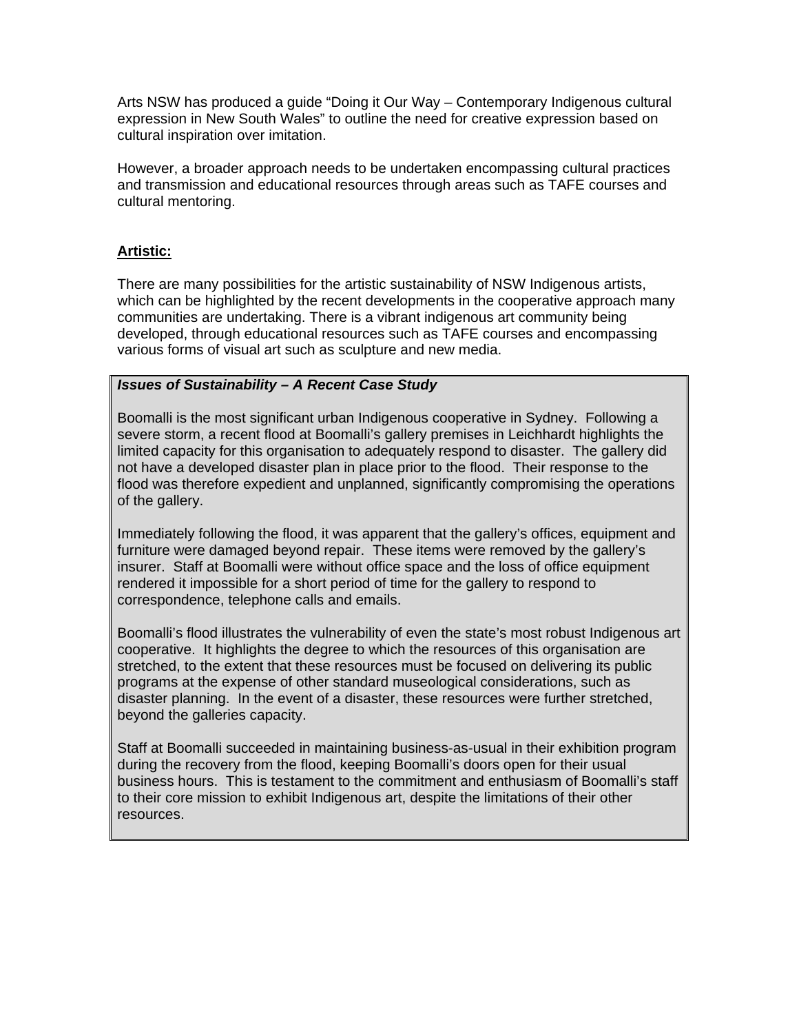Arts NSW has produced a guide "Doing it Our Way – Contemporary Indigenous cultural expression in New South Wales" to outline the need for creative expression based on cultural inspiration over imitation.

However, a broader approach needs to be undertaken encompassing cultural practices and transmission and educational resources through areas such as TAFE courses and cultural mentoring.

**Artistic:**

There are many possibilities for the artistic sustainability of NSW Indigenous artists, which can be highlighted by the recent developments in the cooperative approach many communities are undertaking. There is a vibrant indigenous art community being developed, through educational resources such as TAFE courses and encompassing various forms of visual art such as sculpture and new media.

***Issues of Sustainability – A Recent Case Study***

Boomalli is the most significant urban Indigenous cooperative in Sydney. Following a severe storm, a recent flood at Boomalli's gallery premises in Leichhardt highlights the limited capacity for this organisation to adequately respond to disaster. The gallery did not have a developed disaster plan in place prior to the flood. Their response to the flood was therefore expedient and unplanned, significantly compromising the operations of the gallery.

Immediately following the flood, it was apparent that the gallery's offices, equipment and furniture were damaged beyond repair. These items were removed by the gallery's insurer. Staff at Boomalli were without office space and the loss of office equipment rendered it impossible for a short period of time for the gallery to respond to correspondence, telephone calls and emails.

Boomalli's flood illustrates the vulnerability of even the state's most robust Indigenous art cooperative. It highlights the degree to which the resources of this organisation are stretched, to the extent that these resources must be focused on delivering its public programs at the expense of other standard museological considerations, such as disaster planning. In the event of a disaster, these resources were further stretched, beyond the galleries capacity.

Staff at Boomalli succeeded in maintaining business-as-usual in their exhibition program during the recovery from the flood, keeping Boomalli's doors open for their usual business hours. This is testament to the commitment and enthusiasm of Boomalli's staff to their core mission to exhibit Indigenous art, despite the limitations of their other resources.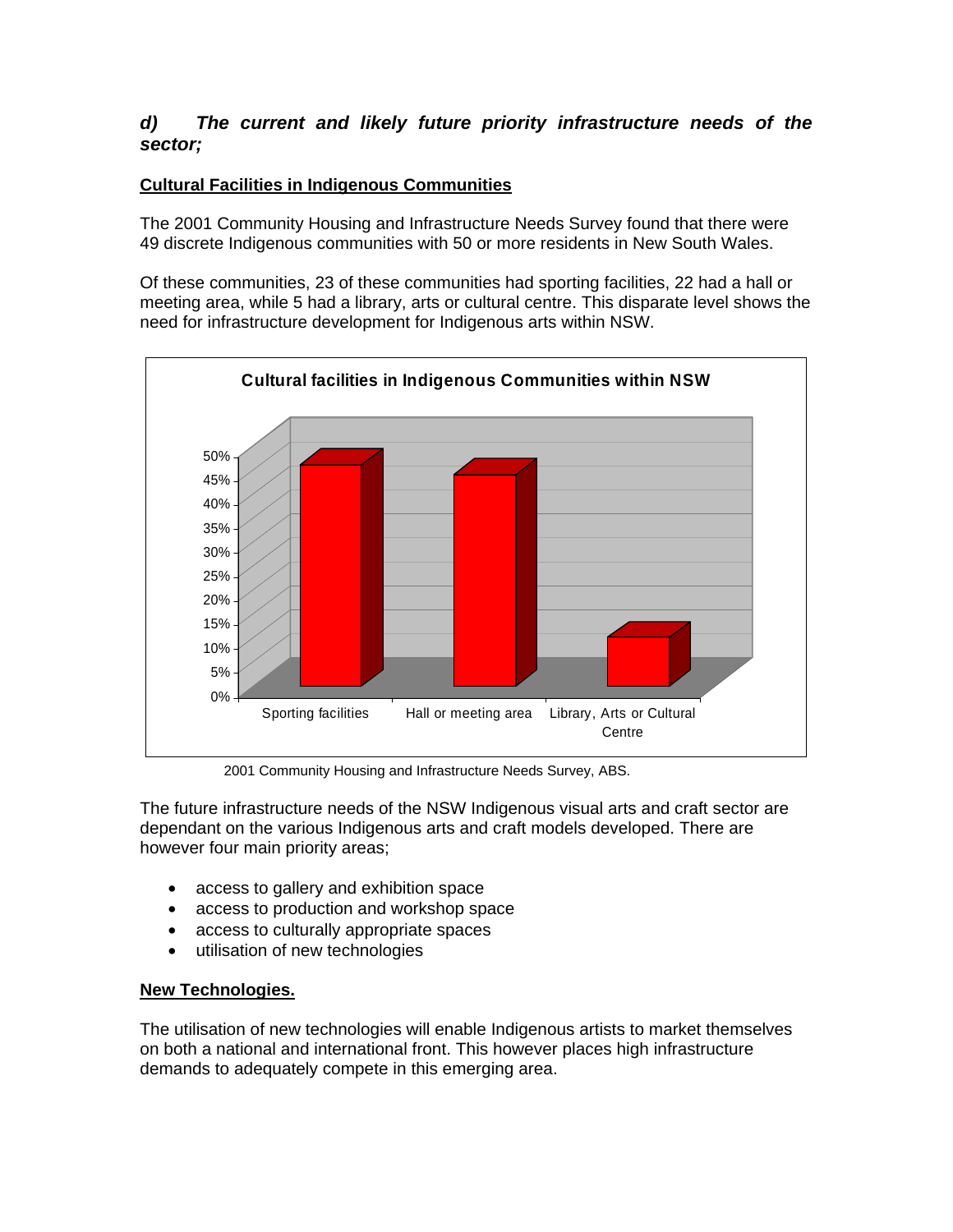### *d) The current and likely future priority infrastructure needs of the sector;*

**Cultural Facilities in Indigenous Communities**

The 2001 Community Housing and Infrastructure Needs Survey found that there were 49 discrete Indigenous communities with 50 or more residents in New South Wales.

Of these communities, 23 of these communities had sporting facilities, 22 had a hall or meeting area, while 5 had a library, arts or cultural centre. This disparate level shows the need for infrastructure development for Indigenous arts within NSW.

**Cultural facilities in Indigenous Communities within NSW**

2001 Community Housing and Infrastructure Needs Survey, ABS.

The future infrastructure needs of the NSW Indigenous visual arts and craft sector are dependant on the various Indigenous arts and craft models developed. There are however four main priority areas;

- access to gallery and exhibition space
- access to production and workshop space
- access to culturally appropriate spaces
- utilisation of new technologies

**New Technologies.**

The utilisation of new technologies will enable Indigenous artists to market themselves on both a national and international front. This however places high infrastructure demands to adequately compete in this emerging area.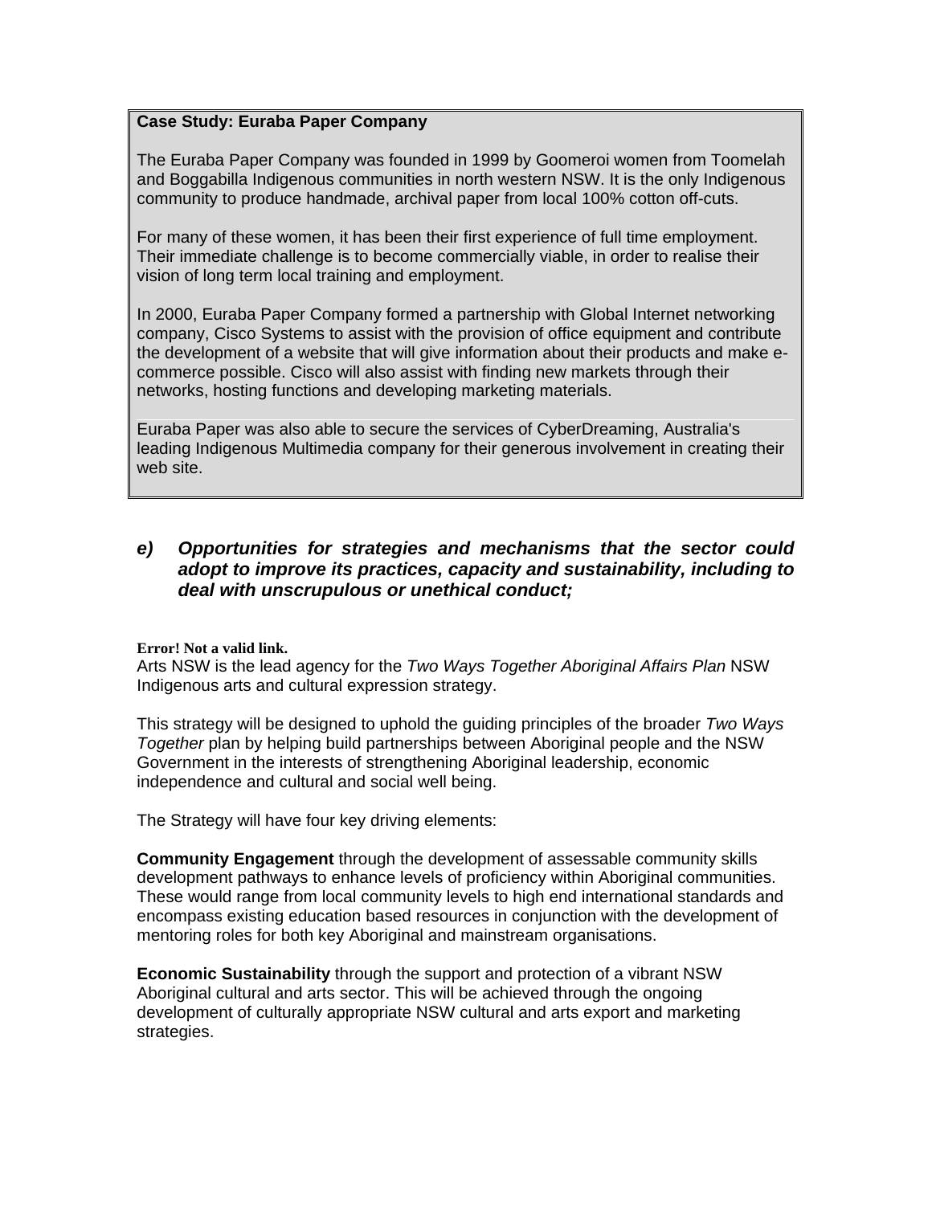**Case Study: Euraba Paper Company**

The Euraba Paper Company was founded in 1999 by Goomeroi women from Toomelah and Boggabilla Indigenous communities in north western NSW. It is the only Indigenous community to produce handmade, archival paper from local 100% cotton off-cuts.

For many of these women, it has been their first experience of full time employment. Their immediate challenge is to become commercially viable, in order to realise their vision of long term local training and employment.

In 2000, Euraba Paper Company formed a partnership with Global Internet networking company, Cisco Systems to assist with the provision of office equipment and contribute the development of a website that will give information about their products and make e-commerce possible. Cisco will also assist with finding new markets through their networks, hosting functions and developing marketing materials.

Euraba Paper was also able to secure the services of CyberDreaming, Australia's leading Indigenous Multimedia company for their generous involvement in creating their web site.

### *e) Opportunities for strategies and mechanisms that the sector could adopt to improve its practices, capacity and sustainability, including to deal with unscrupulous or unethical conduct;*

**Error! Not a valid link.**

Arts NSW is the lead agency for the *Two Ways Together Aboriginal Affairs Plan* NSW Indigenous arts and cultural expression strategy.

This strategy will be designed to uphold the guiding principles of the broader *Two Ways Together* plan by helping build partnerships between Aboriginal people and the NSW Government in the interests of strengthening Aboriginal leadership, economic independence and cultural and social well being.

The Strategy will have four key driving elements:

**Community Engagement** through the development of assessable community skills development pathways to enhance levels of proficiency within Aboriginal communities. These would range from local community levels to high end international standards and encompass existing education based resources in conjunction with the development of mentoring roles for both key Aboriginal and mainstream organisations.

**Economic Sustainability** through the support and protection of a vibrant NSW Aboriginal cultural and arts sector. This will be achieved through the ongoing development of culturally appropriate NSW cultural and arts export and marketing strategies.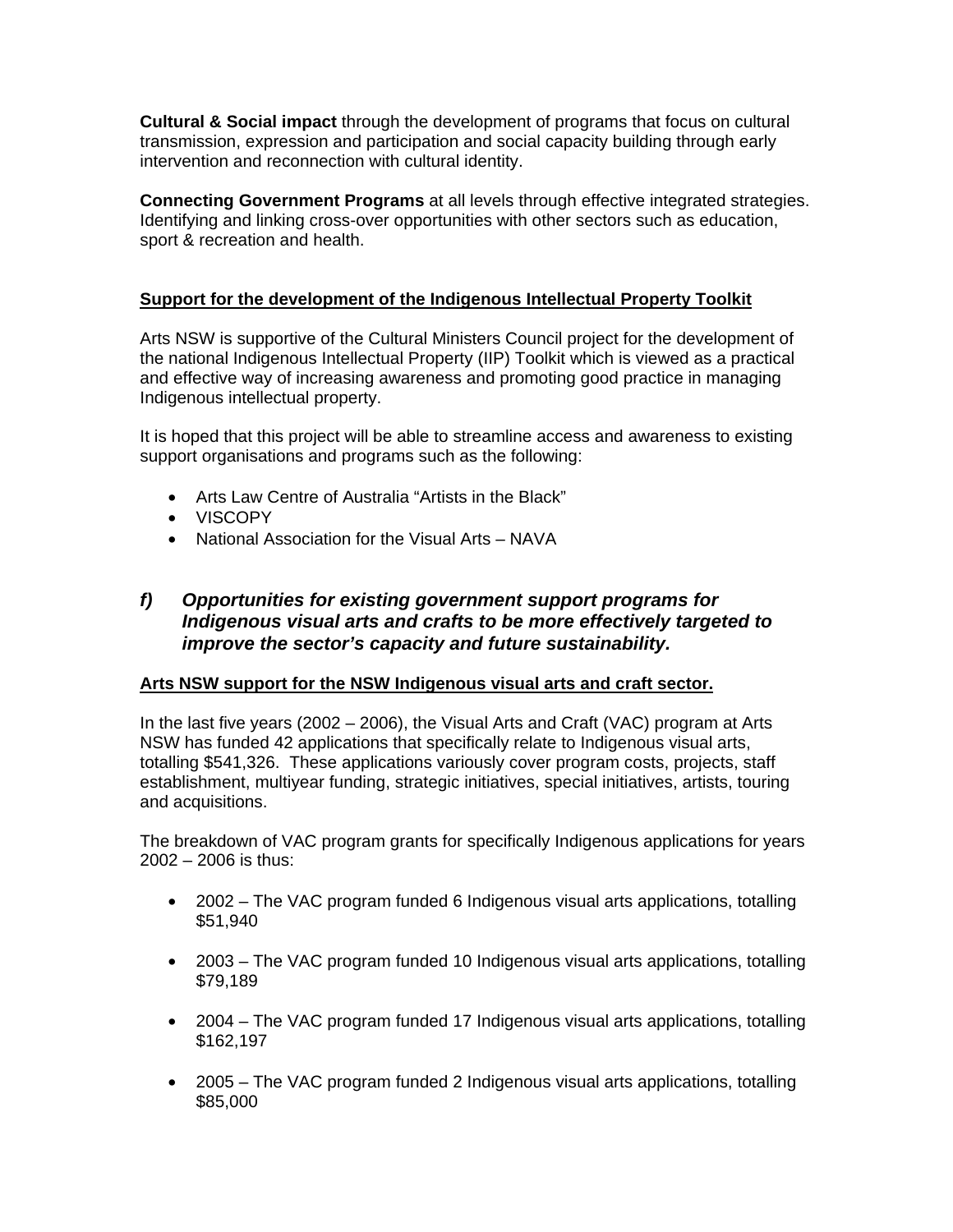**Cultural & Social impact** through the development of programs that focus on cultural transmission, expression and participation and social capacity building through early intervention and reconnection with cultural identity.

**Connecting Government Programs** at all levels through effective integrated strategies. Identifying and linking cross-over opportunities with other sectors such as education, sport & recreation and health.

**Support for the development of the Indigenous Intellectual Property Toolkit**

Arts NSW is supportive of the Cultural Ministers Council project for the development of the national Indigenous Intellectual Property (IIP) Toolkit which is viewed as a practical and effective way of increasing awareness and promoting good practice in managing Indigenous intellectual property.

It is hoped that this project will be able to streamline access and awareness to existing support organisations and programs such as the following:

- Arts Law Centre of Australia "Artists in the Black"
- VISCOPY
- National Association for the Visual Arts – NAVA

## *f) Opportunities for existing government support programs for Indigenous visual arts and crafts to be more effectively targeted to improve the sector's capacity and future sustainability.*

**Arts NSW support for the NSW Indigenous visual arts and craft sector.**

In the last five years (2002 – 2006), the Visual Arts and Craft (VAC) program at Arts NSW has funded 42 applications that specifically relate to Indigenous visual arts, totalling $541,326. These applications variously cover program costs, projects, staff establishment, multiyear funding, strategic initiatives, special initiatives, artists, touring and acquisitions.

The breakdown of VAC program grants for specifically Indigenous applications for years 2002 – 2006 is thus:

- 2002 – The VAC program funded 6 Indigenous visual arts applications, totalling $51,940
- 2003 – The VAC program funded 10 Indigenous visual arts applications, totalling $79,189
- 2004 – The VAC program funded 17 Indigenous visual arts applications, totalling $162,197
- 2005 – The VAC program funded 2 Indigenous visual arts applications, totalling $85,000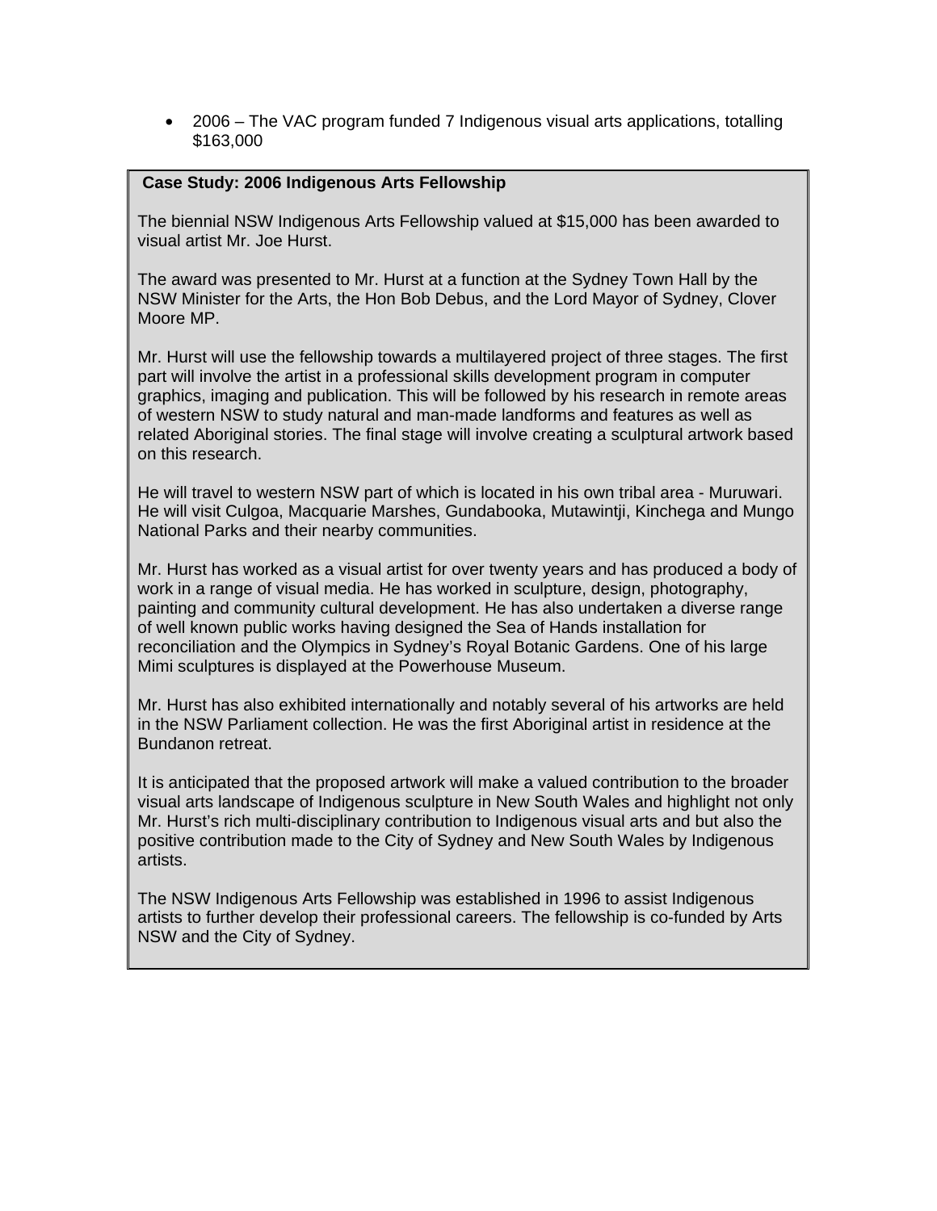- 2006 – The VAC program funded 7 Indigenous visual arts applications, totalling $163,000

**Case Study: 2006 Indigenous Arts Fellowship**

The biennial NSW Indigenous Arts Fellowship valued at $15,000 has been awarded to visual artist Mr. Joe Hurst.

The award was presented to Mr. Hurst at a function at the Sydney Town Hall by the NSW Minister for the Arts, the Hon Bob Debus, and the Lord Mayor of Sydney, Clover Moore MP.

Mr. Hurst will use the fellowship towards a multilayered project of three stages. The first part will involve the artist in a professional skills development program in computer graphics, imaging and publication. This will be followed by his research in remote areas of western NSW to study natural and man-made landforms and features as well as related Aboriginal stories. The final stage will involve creating a sculptural artwork based on this research.

He will travel to western NSW part of which is located in his own tribal area - Muruwari. He will visit Culgoa, Macquarie Marshes, Gundabooka, Mutawintji, Kinchega and Mungo National Parks and their nearby communities.

Mr. Hurst has worked as a visual artist for over twenty years and has produced a body of work in a range of visual media. He has worked in sculpture, design, photography, painting and community cultural development. He has also undertaken a diverse range of well known public works having designed the Sea of Hands installation for reconciliation and the Olympics in Sydney's Royal Botanic Gardens. One of his large Mimi sculptures is displayed at the Powerhouse Museum.

Mr. Hurst has also exhibited internationally and notably several of his artworks are held in the NSW Parliament collection. He was the first Aboriginal artist in residence at the Bundanon retreat.

It is anticipated that the proposed artwork will make a valued contribution to the broader visual arts landscape of Indigenous sculpture in New South Wales and highlight not only Mr. Hurst's rich multi-disciplinary contribution to Indigenous visual arts and but also the positive contribution made to the City of Sydney and New South Wales by Indigenous artists.

The NSW Indigenous Arts Fellowship was established in 1996 to assist Indigenous artists to further develop their professional careers. The fellowship is co-funded by Arts NSW and the City of Sydney.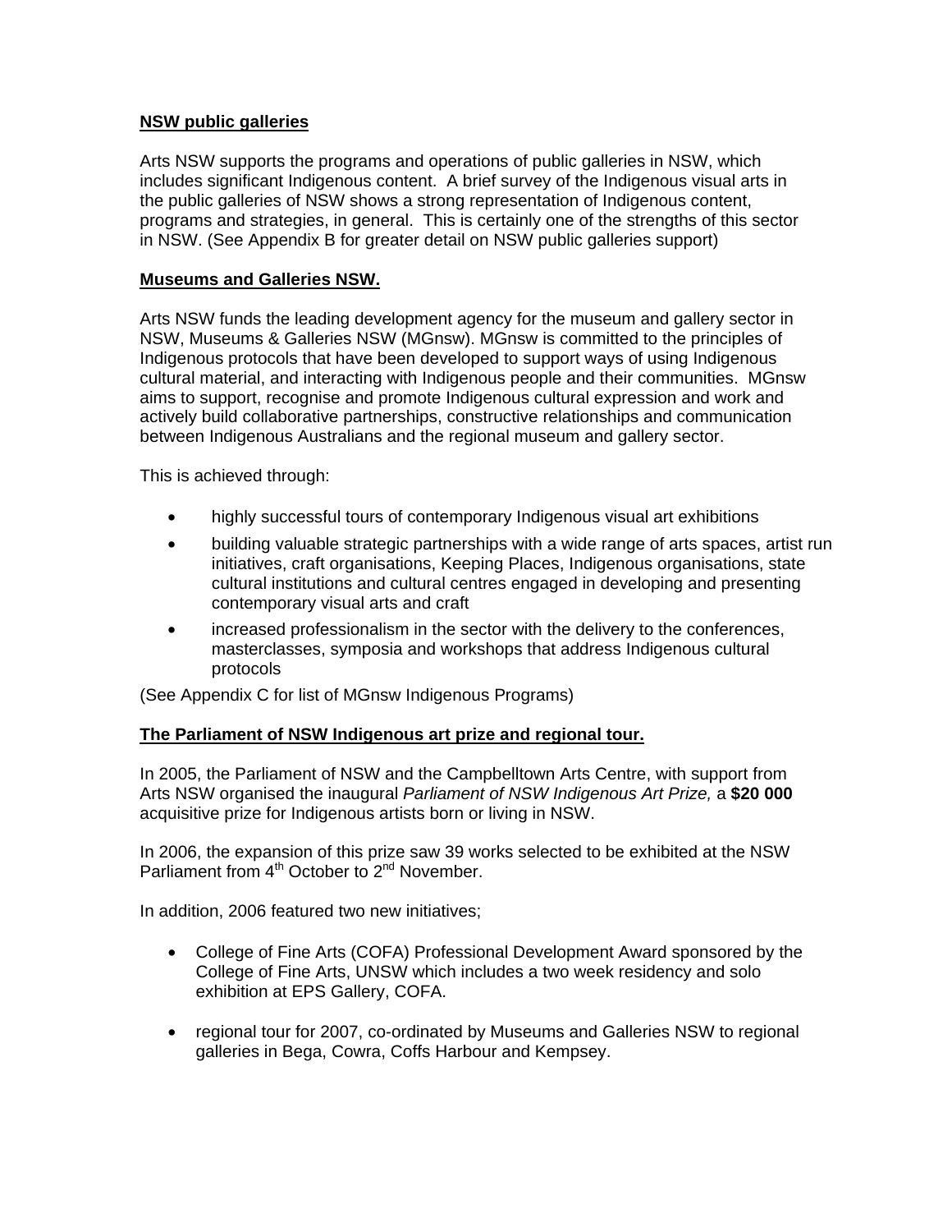**NSW public galleries**

Arts NSW supports the programs and operations of public galleries in NSW, which includes significant Indigenous content. A brief survey of the Indigenous visual arts in the public galleries of NSW shows a strong representation of Indigenous content, programs and strategies, in general. This is certainly one of the strengths of this sector in NSW. (See Appendix B for greater detail on NSW public galleries support)

**Museums and Galleries NSW.**

Arts NSW funds the leading development agency for the museum and gallery sector in NSW, Museums & Galleries NSW (MGnsw). MGnsw is committed to the principles of Indigenous protocols that have been developed to support ways of using Indigenous cultural material, and interacting with Indigenous people and their communities. MGnsw aims to support, recognise and promote Indigenous cultural expression and work and actively build collaborative partnerships, constructive relationships and communication between Indigenous Australians and the regional museum and gallery sector.

This is achieved through:

- highly successful tours of contemporary Indigenous visual art exhibitions
- building valuable strategic partnerships with a wide range of arts spaces, artist run initiatives, craft organisations, Keeping Places, Indigenous organisations, state cultural institutions and cultural centres engaged in developing and presenting contemporary visual arts and craft
- increased professionalism in the sector with the delivery to the conferences, masterclasses, symposia and workshops that address Indigenous cultural protocols

(See Appendix C for list of MGnsw Indigenous Programs)

**The Parliament of NSW Indigenous art prize and regional tour.**

In 2005, the Parliament of NSW and the Campbelltown Arts Centre, with support from Arts NSW organised the inaugural *Parliament of NSW Indigenous Art Prize,* a **$20 000** acquisitive prize for Indigenous artists born or living in NSW.

In 2006, the expansion of this prize saw 39 works selected to be exhibited at the NSW Parliament from 4th October to 2nd November.

In addition, 2006 featured two new initiatives;

- College of Fine Arts (COFA) Professional Development Award sponsored by the College of Fine Arts, UNSW which includes a two week residency and solo exhibition at EPS Gallery, COFA.
- regional tour for 2007, co-ordinated by Museums and Galleries NSW to regional galleries in Bega, Cowra, Coffs Harbour and Kempsey.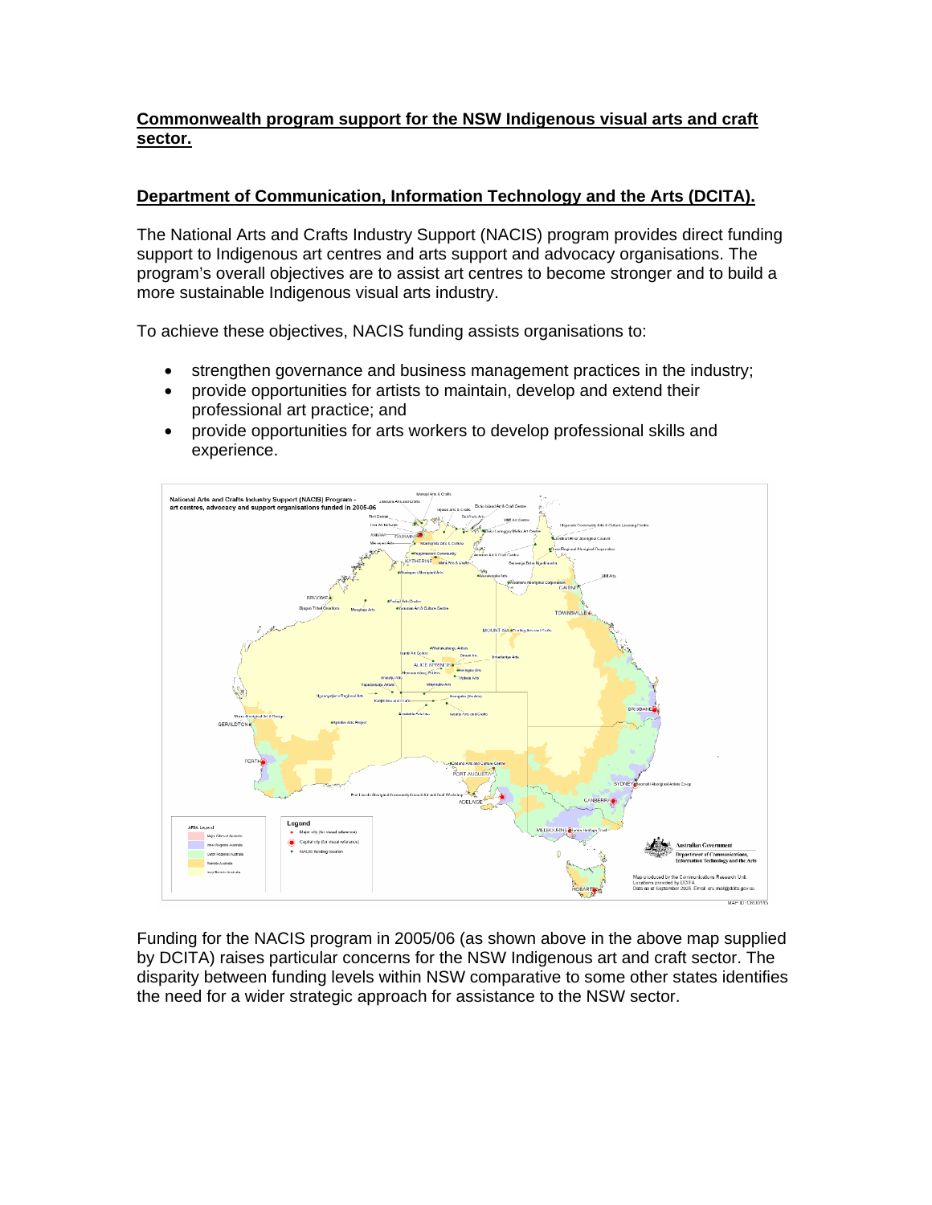**Commonwealth program support for the NSW Indigenous visual arts and craft sector.**

**Department of Communication, Information Technology and the Arts (DCITA).**

The National Arts and Crafts Industry Support (NACIS) program provides direct funding support to Indigenous art centres and arts support and advocacy organisations. The program's overall objectives are to assist art centres to become stronger and to build a more sustainable Indigenous visual arts industry.

To achieve these objectives, NACIS funding assists organisations to:

- strengthen governance and business management practices in the industry;
- provide opportunities for artists to maintain, develop and extend their professional art practice; and
- provide opportunities for arts workers to develop professional skills and experience.

Funding for the NACIS program in 2005/06 (as shown above in the above map supplied by DCITA) raises particular concerns for the NSW Indigenous art and craft sector. The disparity between funding levels within NSW comparative to some other states identifies the need for a wider strategic approach for assistance to the NSW sector.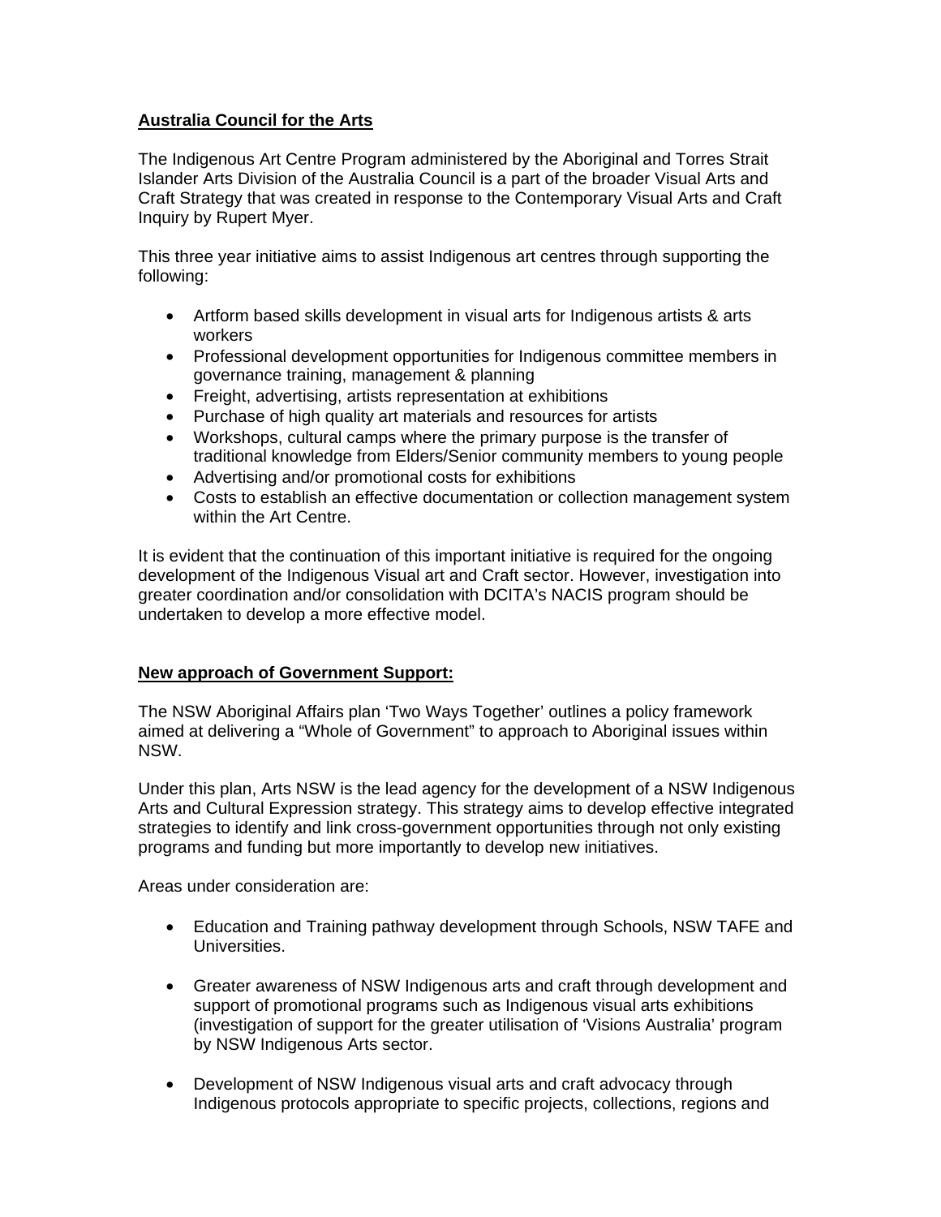**Australia Council for the Arts**

The Indigenous Art Centre Program administered by the Aboriginal and Torres Strait Islander Arts Division of the Australia Council is a part of the broader Visual Arts and Craft Strategy that was created in response to the Contemporary Visual Arts and Craft Inquiry by Rupert Myer.

This three year initiative aims to assist Indigenous art centres through supporting the following:

- Artform based skills development in visual arts for Indigenous artists & arts workers
- Professional development opportunities for Indigenous committee members in governance training, management & planning
- Freight, advertising, artists representation at exhibitions
- Purchase of high quality art materials and resources for artists
- Workshops, cultural camps where the primary purpose is the transfer of traditional knowledge from Elders/Senior community members to young people
- Advertising and/or promotional costs for exhibitions
- Costs to establish an effective documentation or collection management system within the Art Centre.

It is evident that the continuation of this important initiative is required for the ongoing development of the Indigenous Visual art and Craft sector. However, investigation into greater coordination and/or consolidation with DCITA's NACIS program should be undertaken to develop a more effective model.

**New approach of Government Support:**

The NSW Aboriginal Affairs plan 'Two Ways Together' outlines a policy framework aimed at delivering a "Whole of Government" to approach to Aboriginal issues within NSW.

Under this plan, Arts NSW is the lead agency for the development of a NSW Indigenous Arts and Cultural Expression strategy. This strategy aims to develop effective integrated strategies to identify and link cross-government opportunities through not only existing programs and funding but more importantly to develop new initiatives.

Areas under consideration are:

- Education and Training pathway development through Schools, NSW TAFE and Universities.

- Greater awareness of NSW Indigenous arts and craft through development and support of promotional programs such as Indigenous visual arts exhibitions (investigation of support for the greater utilisation of 'Visions Australia' program by NSW Indigenous Arts sector.

- Development of NSW Indigenous visual arts and craft advocacy through Indigenous protocols appropriate to specific projects, collections, regions and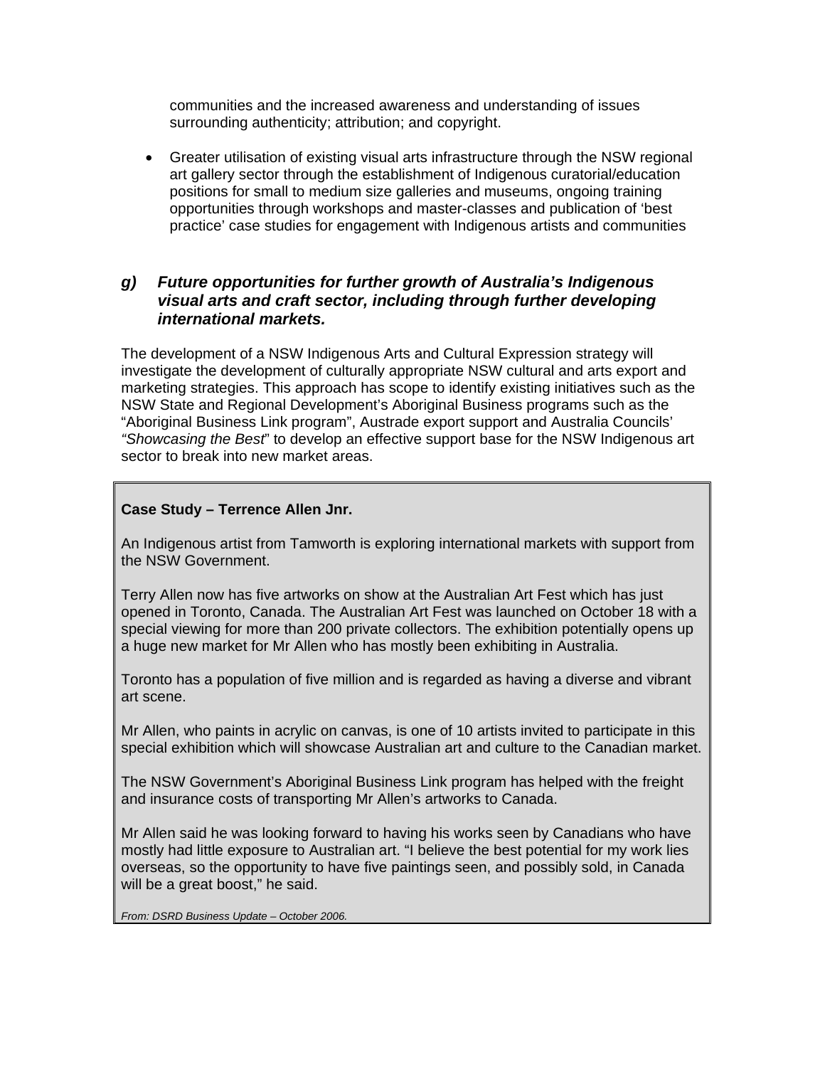communities and the increased awareness and understanding of issues surrounding authenticity; attribution; and copyright.

- Greater utilisation of existing visual arts infrastructure through the NSW regional art gallery sector through the establishment of Indigenous curatorial/education positions for small to medium size galleries and museums, ongoing training opportunities through workshops and master-classes and publication of 'best practice' case studies for engagement with Indigenous artists and communities

### *g) Future opportunities for further growth of Australia's Indigenous visual arts and craft sector, including through further developing international markets.*

The development of a NSW Indigenous Arts and Cultural Expression strategy will investigate the development of culturally appropriate NSW cultural and arts export and marketing strategies. This approach has scope to identify existing initiatives such as the NSW State and Regional Development's Aboriginal Business programs such as the "Aboriginal Business Link program", Austrade export support and Australia Councils' *"Showcasing the Best*" to develop an effective support base for the NSW Indigenous art sector to break into new market areas.

**Case Study – Terrence Allen Jnr.**

An Indigenous artist from Tamworth is exploring international markets with support from the NSW Government.

Terry Allen now has five artworks on show at the Australian Art Fest which has just opened in Toronto, Canada. The Australian Art Fest was launched on October 18 with a special viewing for more than 200 private collectors. The exhibition potentially opens up a huge new market for Mr Allen who has mostly been exhibiting in Australia.

Toronto has a population of five million and is regarded as having a diverse and vibrant art scene.

Mr Allen, who paints in acrylic on canvas, is one of 10 artists invited to participate in this special exhibition which will showcase Australian art and culture to the Canadian market.

The NSW Government's Aboriginal Business Link program has helped with the freight and insurance costs of transporting Mr Allen's artworks to Canada.

Mr Allen said he was looking forward to having his works seen by Canadians who have mostly had little exposure to Australian art. "I believe the best potential for my work lies overseas, so the opportunity to have five paintings seen, and possibly sold, in Canada will be a great boost," he said.

*From: DSRD Business Update – October 2006.*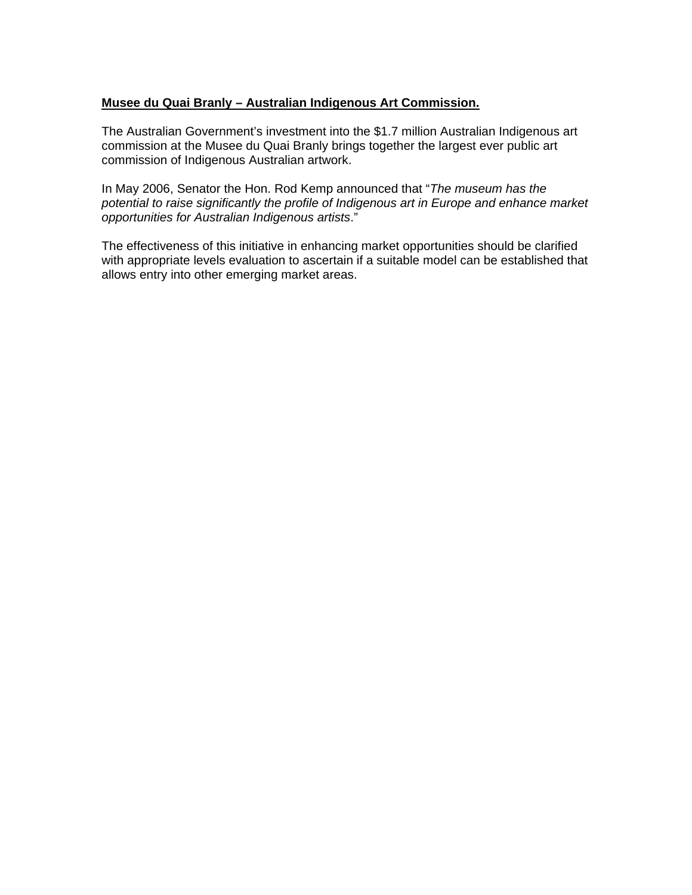**Musee du Quai Branly – Australian Indigenous Art Commission.**

The Australian Government's investment into the $1.7 million Australian Indigenous art commission at the Musee du Quai Branly brings together the largest ever public art commission of Indigenous Australian artwork.

In May 2006, Senator the Hon. Rod Kemp announced that "*The museum has the potential to raise significantly the profile of Indigenous art in Europe and enhance market opportunities for Australian Indigenous artists*."

The effectiveness of this initiative in enhancing market opportunities should be clarified with appropriate levels evaluation to ascertain if a suitable model can be established that allows entry into other emerging market areas.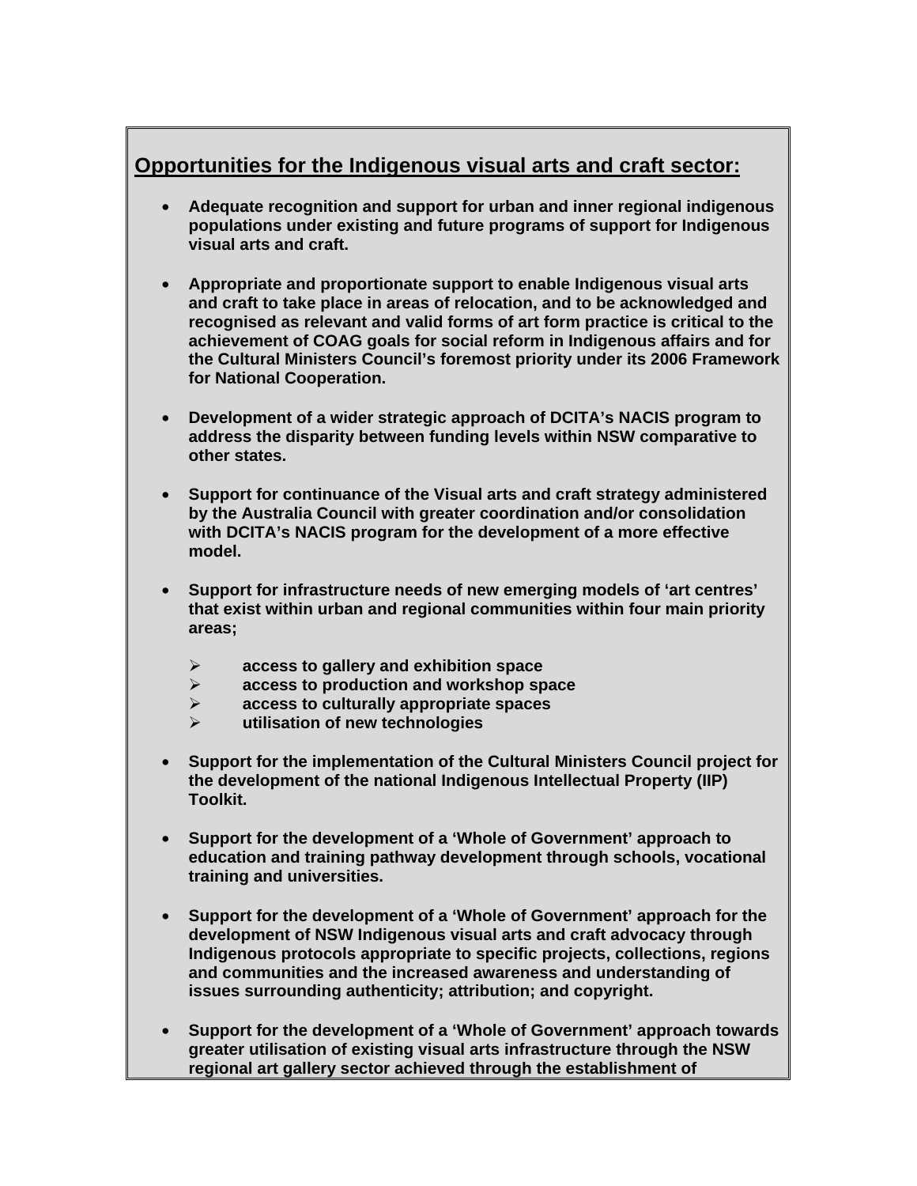## Opportunities for the Indigenous visual arts and craft sector:

- **Adequate recognition and support for urban and inner regional indigenous populations under existing and future programs of support for Indigenous visual arts and craft.**

- **Appropriate and proportionate support to enable Indigenous visual arts and craft to take place in areas of relocation, and to be acknowledged and recognised as relevant and valid forms of art form practice is critical to the achievement of COAG goals for social reform in Indigenous affairs and for the Cultural Ministers Council's foremost priority under its 2006 Framework for National Cooperation.**

- **Development of a wider strategic approach of DCITA's NACIS program to address the disparity between funding levels within NSW comparative to other states.**

- **Support for continuance of the Visual arts and craft strategy administered by the Australia Council with greater coordination and/or consolidation with DCITA's NACIS program for the development of a more effective model.**

- **Support for infrastructure needs of new emerging models of 'art centres' that exist within urban and regional communities within four main priority areas;**

  - **access to gallery and exhibition space**
  - **access to production and workshop space**
  - **access to culturally appropriate spaces**
  - **utilisation of new technologies**

- **Support for the implementation of the Cultural Ministers Council project for the development of the national Indigenous Intellectual Property (IIP) Toolkit.**

- **Support for the development of a 'Whole of Government' approach to education and training pathway development through schools, vocational training and universities.**

- **Support for the development of a 'Whole of Government' approach for the development of NSW Indigenous visual arts and craft advocacy through Indigenous protocols appropriate to specific projects, collections, regions and communities and the increased awareness and understanding of issues surrounding authenticity; attribution; and copyright.**

- **Support for the development of a 'Whole of Government' approach towards greater utilisation of existing visual arts infrastructure through the NSW regional art gallery sector achieved through the establishment of**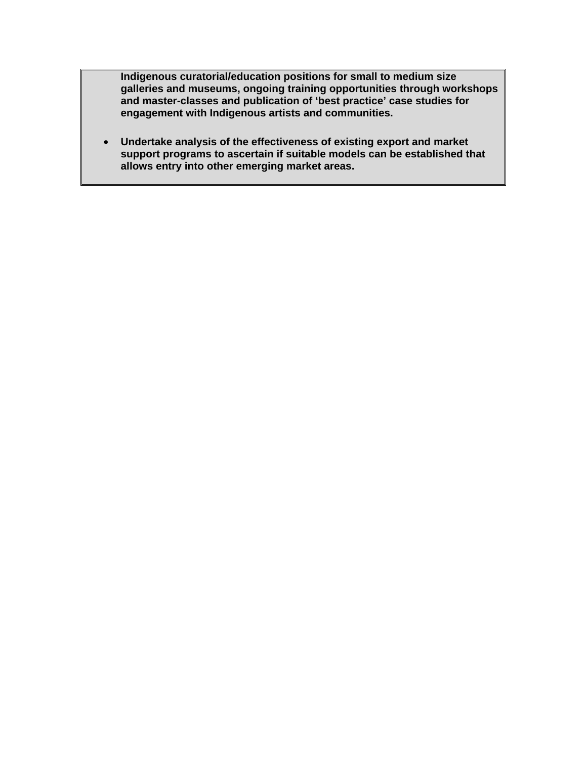**Indigenous curatorial/education positions for small to medium size galleries and museums, ongoing training opportunities through workshops and master-classes and publication of 'best practice' case studies for engagement with Indigenous artists and communities.**

- **Undertake analysis of the effectiveness of existing export and market support programs to ascertain if suitable models can be established that allows entry into other emerging market areas.**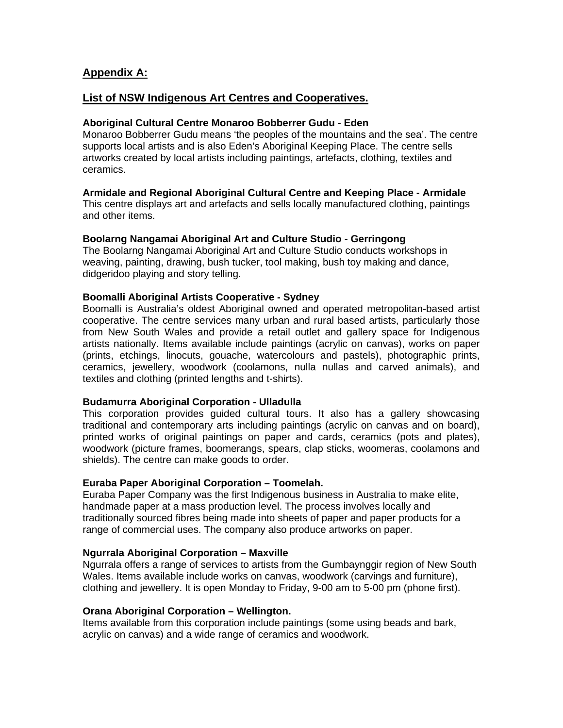## Appendix A:

## List of NSW Indigenous Art Centres and Cooperatives.

**Aboriginal Cultural Centre Monaroo Bobberrer Gudu - Eden**
Monaroo Bobberrer Gudu means 'the peoples of the mountains and the sea'. The centre supports local artists and is also Eden's Aboriginal Keeping Place. The centre sells artworks created by local artists including paintings, artefacts, clothing, textiles and ceramics.

**Armidale and Regional Aboriginal Cultural Centre and Keeping Place - Armidale**
This centre displays art and artefacts and sells locally manufactured clothing, paintings and other items.

**Boolarng Nangamai Aboriginal Art and Culture Studio - Gerringong**
The Boolarng Nangamai Aboriginal Art and Culture Studio conducts workshops in weaving, painting, drawing, bush tucker, tool making, bush toy making and dance, didgeridoo playing and story telling.

**Boomalli Aboriginal Artists Cooperative - Sydney**
Boomalli is Australia's oldest Aboriginal owned and operated metropolitan-based artist cooperative. The centre services many urban and rural based artists, particularly those from New South Wales and provide a retail outlet and gallery space for Indigenous artists nationally. Items available include paintings (acrylic on canvas), works on paper (prints, etchings, linocuts, gouache, watercolours and pastels), photographic prints, ceramics, jewellery, woodwork (coolamons, nulla nullas and carved animals), and textiles and clothing (printed lengths and t-shirts).

**Budamurra Aboriginal Corporation - Ulladulla**
This corporation provides guided cultural tours. It also has a gallery showcasing traditional and contemporary arts including paintings (acrylic on canvas and on board), printed works of original paintings on paper and cards, ceramics (pots and plates), woodwork (picture frames, boomerangs, spears, clap sticks, woomeras, coolamons and shields). The centre can make goods to order.

**Euraba Paper Aboriginal Corporation – Toomelah.**
Euraba Paper Company was the first Indigenous business in Australia to make elite, handmade paper at a mass production level. The process involves locally and traditionally sourced fibres being made into sheets of paper and paper products for a range of commercial uses. The company also produce artworks on paper.

**Ngurrala Aboriginal Corporation – Maxville**
Ngurrala offers a range of services to artists from the Gumbaynggir region of New South Wales. Items available include works on canvas, woodwork (carvings and furniture), clothing and jewellery. It is open Monday to Friday, 9-00 am to 5-00 pm (phone first).

**Orana Aboriginal Corporation – Wellington.**
Items available from this corporation include paintings (some using beads and bark, acrylic on canvas) and a wide range of ceramics and woodwork.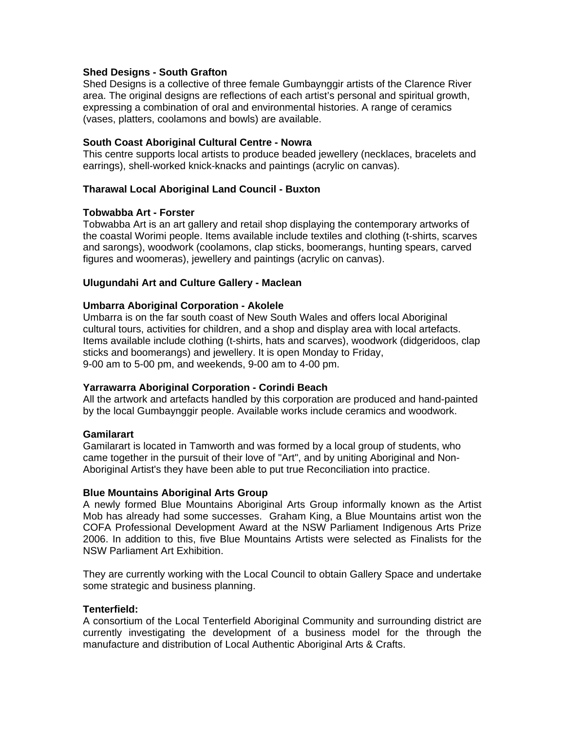**Shed Designs - South Grafton**
Shed Designs is a collective of three female Gumbaynggir artists of the Clarence River area. The original designs are reflections of each artist's personal and spiritual growth, expressing a combination of oral and environmental histories. A range of ceramics (vases, platters, coolamons and bowls) are available.

**South Coast Aboriginal Cultural Centre - Nowra**
This centre supports local artists to produce beaded jewellery (necklaces, bracelets and earrings), shell-worked knick-knacks and paintings (acrylic on canvas).

**Tharawal Local Aboriginal Land Council - Buxton**

**Tobwabba Art - Forster**
Tobwabba Art is an art gallery and retail shop displaying the contemporary artworks of the coastal Worimi people. Items available include textiles and clothing (t-shirts, scarves and sarongs), woodwork (coolamons, clap sticks, boomerangs, hunting spears, carved figures and woomeras), jewellery and paintings (acrylic on canvas).

**Ulugundahi Art and Culture Gallery - Maclean**

**Umbarra Aboriginal Corporation - Akolele**
Umbarra is on the far south coast of New South Wales and offers local Aboriginal cultural tours, activities for children, and a shop and display area with local artefacts. Items available include clothing (t-shirts, hats and scarves), woodwork (didgeridoos, clap sticks and boomerangs) and jewellery. It is open Monday to Friday, 9-00 am to 5-00 pm, and weekends, 9-00 am to 4-00 pm.

**Yarrawarra Aboriginal Corporation - Corindi Beach**
All the artwork and artefacts handled by this corporation are produced and hand-painted by the local Gumbaynggir people. Available works include ceramics and woodwork.

**Gamilarart**
Gamilarart is located in Tamworth and was formed by a local group of students, who came together in the pursuit of their love of "Art", and by uniting Aboriginal and Non-Aboriginal Artist's they have been able to put true Reconciliation into practice.

**Blue Mountains Aboriginal Arts Group**
A newly formed Blue Mountains Aboriginal Arts Group informally known as the Artist Mob has already had some successes. Graham King, a Blue Mountains artist won the COFA Professional Development Award at the NSW Parliament Indigenous Arts Prize 2006. In addition to this, five Blue Mountains Artists were selected as Finalists for the NSW Parliament Art Exhibition.

They are currently working with the Local Council to obtain Gallery Space and undertake some strategic and business planning.

**Tenterfield:**
A consortium of the Local Tenterfield Aboriginal Community and surrounding district are currently investigating the development of a business model for the through the manufacture and distribution of Local Authentic Aboriginal Arts & Crafts.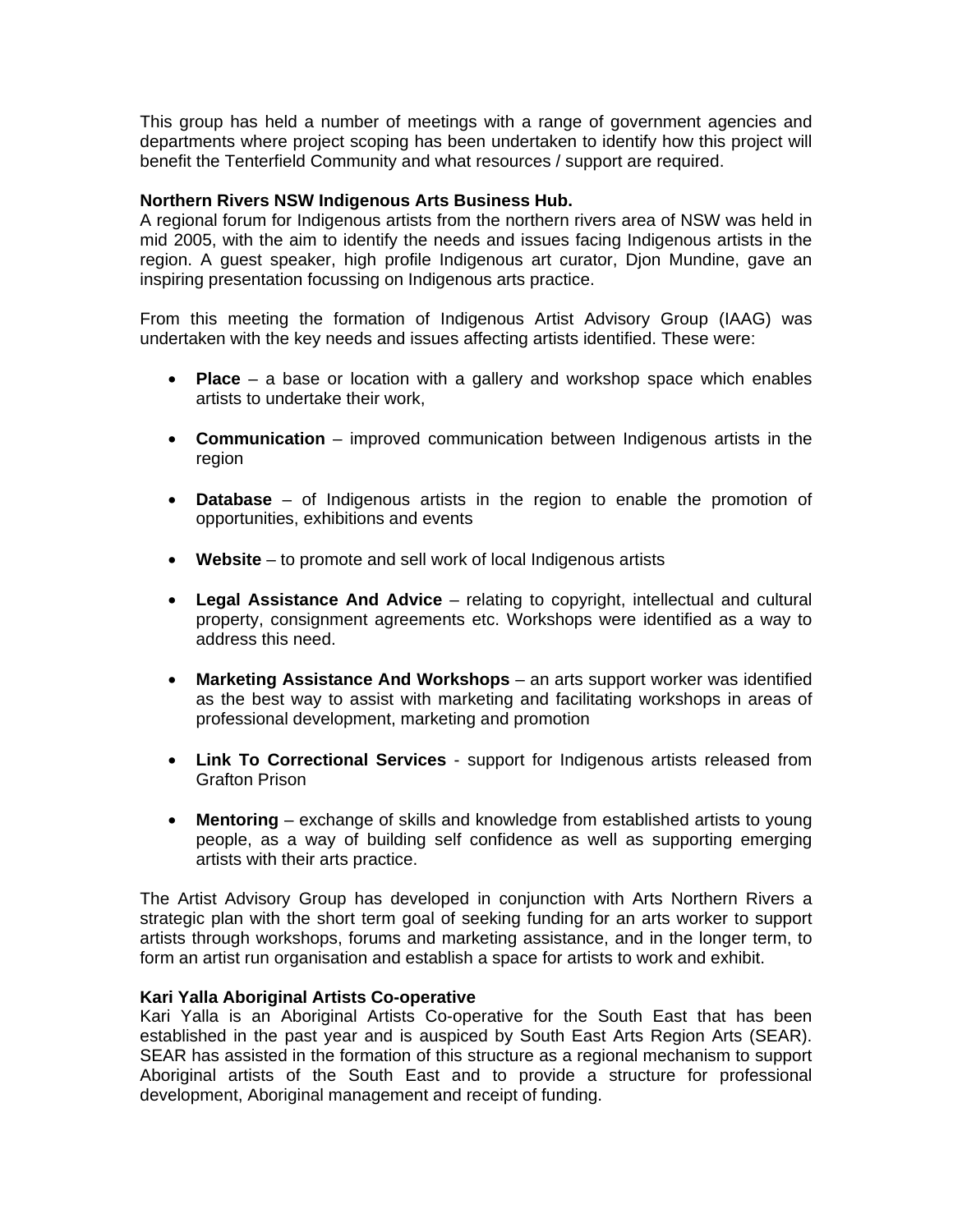This group has held a number of meetings with a range of government agencies and departments where project scoping has been undertaken to identify how this project will benefit the Tenterfield Community and what resources / support are required.

**Northern Rivers NSW Indigenous Arts Business Hub.**
A regional forum for Indigenous artists from the northern rivers area of NSW was held in mid 2005, with the aim to identify the needs and issues facing Indigenous artists in the region. A guest speaker, high profile Indigenous art curator, Djon Mundine, gave an inspiring presentation focussing on Indigenous arts practice.

From this meeting the formation of Indigenous Artist Advisory Group (IAAG) was undertaken with the key needs and issues affecting artists identified. These were:

- **Place** – a base or location with a gallery and workshop space which enables artists to undertake their work,
- **Communication** – improved communication between Indigenous artists in the region
- **Database** – of Indigenous artists in the region to enable the promotion of opportunities, exhibitions and events
- **Website** – to promote and sell work of local Indigenous artists
- **Legal Assistance And Advice** – relating to copyright, intellectual and cultural property, consignment agreements etc. Workshops were identified as a way to address this need.
- **Marketing Assistance And Workshops** – an arts support worker was identified as the best way to assist with marketing and facilitating workshops in areas of professional development, marketing and promotion
- **Link To Correctional Services** - support for Indigenous artists released from Grafton Prison
- **Mentoring** – exchange of skills and knowledge from established artists to young people, as a way of building self confidence as well as supporting emerging artists with their arts practice.

The Artist Advisory Group has developed in conjunction with Arts Northern Rivers a strategic plan with the short term goal of seeking funding for an arts worker to support artists through workshops, forums and marketing assistance, and in the longer term, to form an artist run organisation and establish a space for artists to work and exhibit.

**Kari Yalla Aboriginal Artists Co-operative**
Kari Yalla is an Aboriginal Artists Co-operative for the South East that has been established in the past year and is auspiced by South East Arts Region Arts (SEAR). SEAR has assisted in the formation of this structure as a regional mechanism to support Aboriginal artists of the South East and to provide a structure for professional development, Aboriginal management and receipt of funding.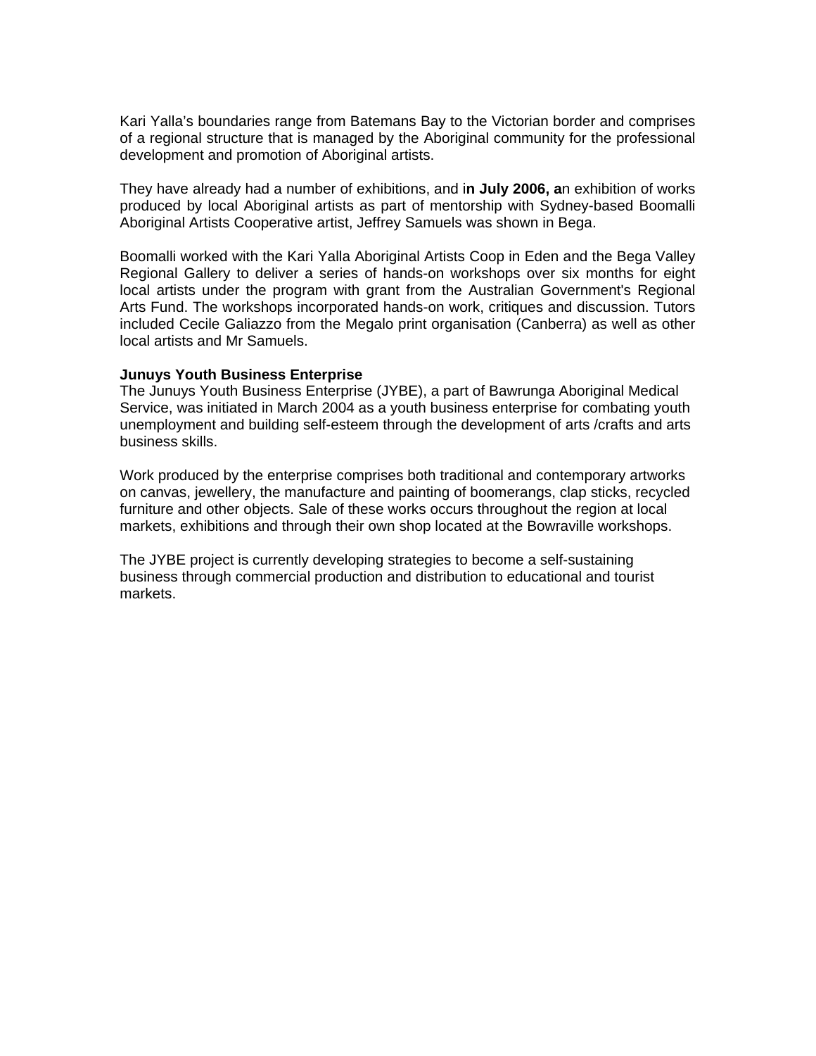Kari Yalla's boundaries range from Batemans Bay to the Victorian border and comprises of a regional structure that is managed by the Aboriginal community for the professional development and promotion of Aboriginal artists.

They have already had a number of exhibitions, and i**n July 2006, a**n exhibition of works produced by local Aboriginal artists as part of mentorship with Sydney-based Boomalli Aboriginal Artists Cooperative artist, Jeffrey Samuels was shown in Bega.

Boomalli worked with the Kari Yalla Aboriginal Artists Coop in Eden and the Bega Valley Regional Gallery to deliver a series of hands-on workshops over six months for eight local artists under the program with grant from the Australian Government's Regional Arts Fund. The workshops incorporated hands-on work, critiques and discussion. Tutors included Cecile Galiazzo from the Megalo print organisation (Canberra) as well as other local artists and Mr Samuels.

**Junuys Youth Business Enterprise**

The Junuys Youth Business Enterprise (JYBE), a part of Bawrunga Aboriginal Medical Service, was initiated in March 2004 as a youth business enterprise for combating youth unemployment and building self-esteem through the development of arts /crafts and arts business skills.

Work produced by the enterprise comprises both traditional and contemporary artworks on canvas, jewellery, the manufacture and painting of boomerangs, clap sticks, recycled furniture and other objects. Sale of these works occurs throughout the region at local markets, exhibitions and through their own shop located at the Bowraville workshops.

The JYBE project is currently developing strategies to become a self-sustaining business through commercial production and distribution to educational and tourist markets.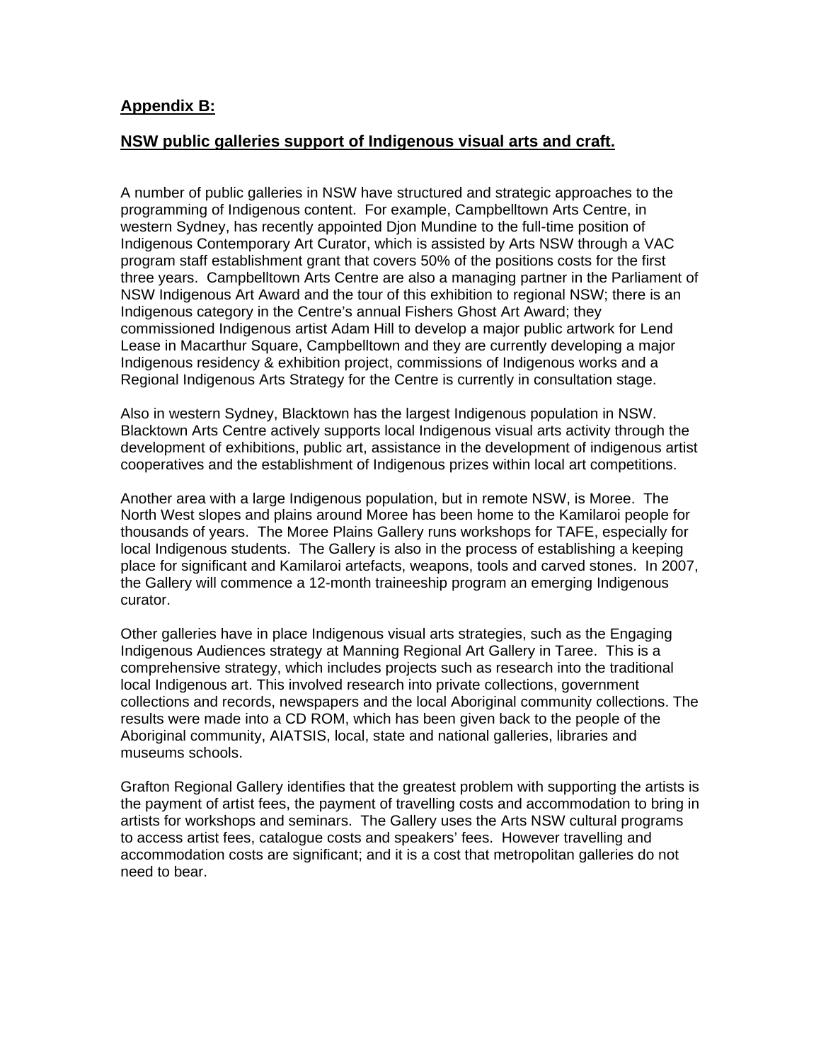## Appendix B:

## NSW public galleries support of Indigenous visual arts and craft.

A number of public galleries in NSW have structured and strategic approaches to the programming of Indigenous content. For example, Campbelltown Arts Centre, in western Sydney, has recently appointed Djon Mundine to the full-time position of Indigenous Contemporary Art Curator, which is assisted by Arts NSW through a VAC program staff establishment grant that covers 50% of the positions costs for the first three years. Campbelltown Arts Centre are also a managing partner in the Parliament of NSW Indigenous Art Award and the tour of this exhibition to regional NSW; there is an Indigenous category in the Centre's annual Fishers Ghost Art Award; they commissioned Indigenous artist Adam Hill to develop a major public artwork for Lend Lease in Macarthur Square, Campbelltown and they are currently developing a major Indigenous residency & exhibition project, commissions of Indigenous works and a Regional Indigenous Arts Strategy for the Centre is currently in consultation stage.

Also in western Sydney, Blacktown has the largest Indigenous population in NSW. Blacktown Arts Centre actively supports local Indigenous visual arts activity through the development of exhibitions, public art, assistance in the development of indigenous artist cooperatives and the establishment of Indigenous prizes within local art competitions.

Another area with a large Indigenous population, but in remote NSW, is Moree. The North West slopes and plains around Moree has been home to the Kamilaroi people for thousands of years. The Moree Plains Gallery runs workshops for TAFE, especially for local Indigenous students. The Gallery is also in the process of establishing a keeping place for significant and Kamilaroi artefacts, weapons, tools and carved stones. In 2007, the Gallery will commence a 12-month traineeship program an emerging Indigenous curator.

Other galleries have in place Indigenous visual arts strategies, such as the Engaging Indigenous Audiences strategy at Manning Regional Art Gallery in Taree. This is a comprehensive strategy, which includes projects such as research into the traditional local Indigenous art. This involved research into private collections, government collections and records, newspapers and the local Aboriginal community collections. The results were made into a CD ROM, which has been given back to the people of the Aboriginal community, AIATSIS, local, state and national galleries, libraries and museums schools.

Grafton Regional Gallery identifies that the greatest problem with supporting the artists is the payment of artist fees, the payment of travelling costs and accommodation to bring in artists for workshops and seminars. The Gallery uses the Arts NSW cultural programs to access artist fees, catalogue costs and speakers' fees. However travelling and accommodation costs are significant; and it is a cost that metropolitan galleries do not need to bear.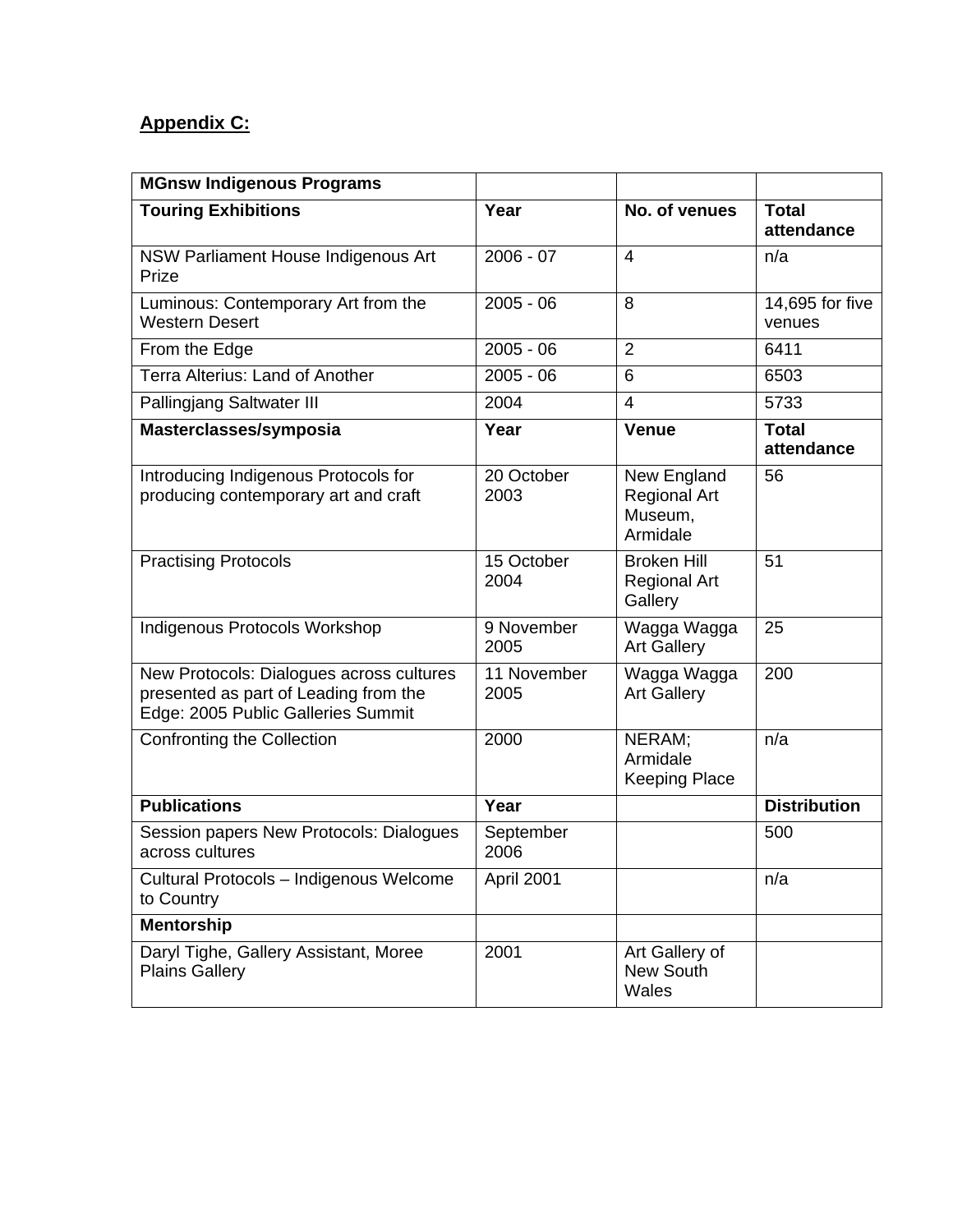## Appendix C:

| MGnsw Indigenous Programs | | | |
|---|---|---|---|
| **Touring Exhibitions** | **Year** | **No. of venues** | **Total attendance** |
| NSW Parliament House Indigenous Art Prize | 2006 - 07 | 4 | n/a |
| Luminous: Contemporary Art from the Western Desert | 2005 - 06 | 8 | 14,695 for five venues |
| From the Edge | 2005 - 06 | 2 | 6411 |
| Terra Alterius: Land of Another | 2005 - 06 | 6 | 6503 |
| Pallingjang Saltwater III | 2004 | 4 | 5733 |
| **Masterclasses/symposia** | **Year** | **Venue** | **Total attendance** |
| Introducing Indigenous Protocols for producing contemporary art and craft | 20 October 2003 | New England Regional Art Museum, Armidale | 56 |
| Practising Protocols | 15 October 2004 | Broken Hill Regional Art Gallery | 51 |
| Indigenous Protocols Workshop | 9 November 2005 | Wagga Wagga Art Gallery | 25 |
| New Protocols: Dialogues across cultures presented as part of Leading from the Edge: 2005 Public Galleries Summit | 11 November 2005 | Wagga Wagga Art Gallery | 200 |
| Confronting the Collection | 2000 | NERAM; Armidale Keeping Place | n/a |
| **Publications** | **Year** | | **Distribution** |
| Session papers New Protocols: Dialogues across cultures | September 2006 | | 500 |
| Cultural Protocols – Indigenous Welcome to Country | April 2001 | | n/a |
| **Mentorship** | | | |
| Daryl Tighe, Gallery Assistant, Moree Plains Gallery | 2001 | Art Gallery of New South Wales | |